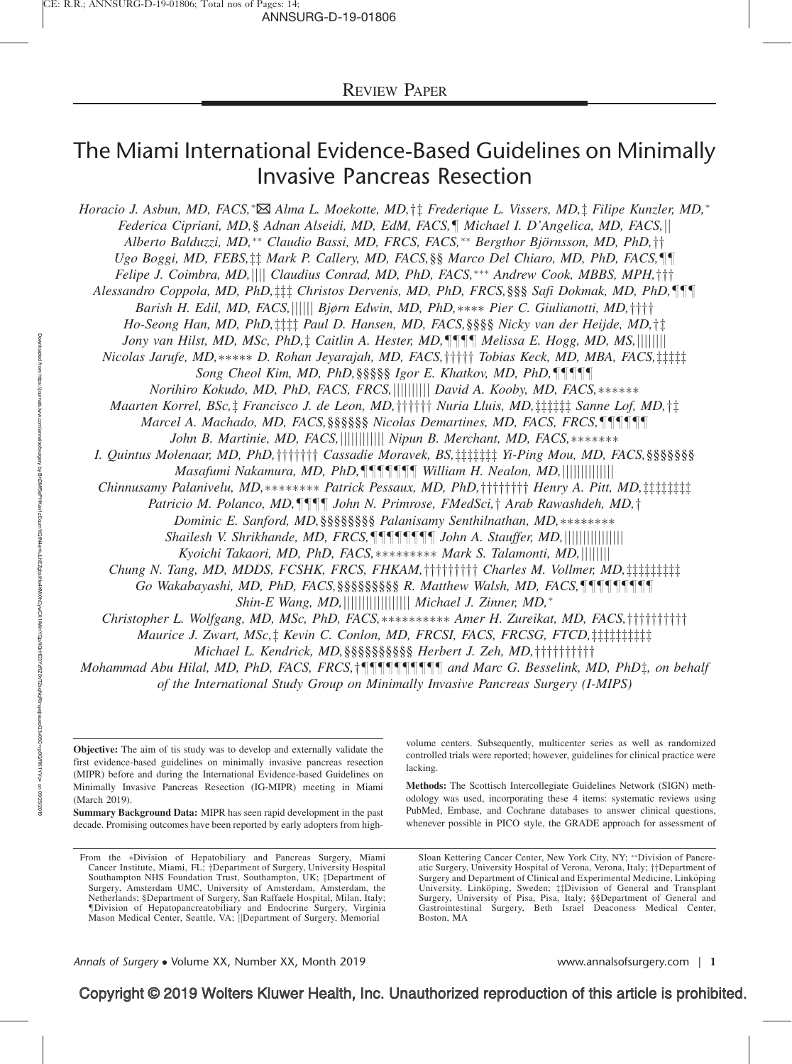REVIEW PAPER

# The Miami International Evidence-Based Guidelines on Minimally Invasive Pancreas Resection

*Horacio J. Asbun, MD, FACS,*✉ *Alma L. Moekotte, MD,†‡ Frederique L. Vissers, MD,‡ Filipe Kunzler, MD,* Federica Cipriani, MD,§ Adnan Alseidi, MD, EdM, FACS,¶ Michael I. D'Angelica, MD, FACS,|| Alberto Balduzzi, MD,** Claudio Bassi, MD, FRCS, FACS,** Bergthor Björnsson, MD, PhD,†† Ugo Boggi, MD, FEBS,‡‡ Mark P. Callery, MD, FACS,§§ Marco Del Chiaro, MD, PhD, FACS,¶¶ Felipe J. Coimbra, MD,|||| Claudius Conrad, MD, PhD, FACS,*** Andrew Cook, MBBS, MPH,††† Alessandro Coppola, MD, PhD,‡‡‡ Christos Dervenis, MD, PhD, FRCS,§§§ Safi Dokmak, MD, PhD,¶¶¶ Barish H. Edil, MD, FACS,|||||| Bjørn Edwin, MD, PhD,**** Pier C. Giulianotti, MD,†††† Ho-Seong Han, MD, PhD,‡‡‡‡ Paul D. Hansen, MD, FACS,§§§§ Nicky van der Heijde, MD,†‡ Jony van Hilst, MD, MSc, PhD,‡ Caitlin A. Hester, MD,¶¶¶¶ Melissa E. Hogg, MD, MS,|||||||| Nicolas Jarufe, MD,***** D. Rohan Jeyarajah, MD, FACS,††††† Tobias Keck, MD, MBA, FACS,‡‡‡‡‡ Song Cheol Kim, MD, PhD,§§§§§ Igor E. Khatkov, MD, PhD,¶¶¶¶¶ Norihiro Kokudo, MD, PhD, FACS, FRCS,|||||||||| David A. Kooby, MD, FACS,****** Maarten Korrel, BSc,‡ Francisco J. de Leon, MD,†††††† Nuria Lluis, MD,‡‡‡‡‡‡ Sanne Lof, MD,†‡ Marcel A. Machado, MD, FACS,§§§§§§ Nicolas Demartines, MD, FACS, FRCS,¶¶¶¶¶¶ John B. Martinie, MD, FACS,|||||||||||| Nipun B. Merchant, MD, FACS,******* I. Quintus Molenaar, MD, PhD,††††††† Cassadie Moravek, BS,‡‡‡‡‡‡‡ Yi-Ping Mou, MD, FACS,§§§§§§§ Masafumi Nakamura, MD, PhD,¶¶¶¶¶¶¶ William H. Nealon, MD,|||||||||||||| Chinnusamy Palanivelu, MD,******** Patrick Pessaux, MD, PhD,†††††††† Henry A. Pitt, MD,‡‡‡‡‡‡‡‡ Patricio M. Polanco, MD,¶¶¶¶ John N. Primrose, FMedSci,† Arab Rawashdeh, MD,† Dominic E. Sanford, MD,§§§§§§§§ Palanisamy Senthilnathan, MD,******** Shailesh V. Shrikhande, MD, FRCS,¶¶¶¶¶¶¶¶ John A. Stauffer, MD,|||||||||||||||| Kyoichi Takaori, MD, PhD, FACS,********* Mark S. Talamonti, MD,|||||||| Chung N. Tang, MD, MDDS, FCSHK, FRCS, FHKAM,††††††††† Charles M. Vollmer, MD,‡‡‡‡‡‡‡‡‡ Go Wakabayashi, MD, PhD, FACS,§§§§§§§§§ R. Matthew Walsh, MD, FACS,¶¶¶¶¶¶¶¶¶ Shin-E Wang, MD,|||||||||||||||||| Michael J. Zinner, MD,* Christopher L. Wolfgang, MD, MSc, PhD, FACS,********** Amer H. Zureikat, MD, FACS,†††††††††† Maurice J. Zwart, MSc,‡ Kevin C. Conlon, MD, FRCSI, FACS, FRCSG, FTCD,‡‡‡‡‡‡‡‡‡‡ Michael L. Kendrick, MD,§§§§§§§§§§ Herbert J. Zeh, MD,†††††††††† Mohammad Abu Hilal, MD, PhD, FACS, FRCS,†¶¶¶¶¶¶¶¶¶¶ and Marc G. Besselink, MD, PhD‡, on behalf of the International Study Group on Minimally Invasive Pancreas Surgery (I-MIPS)*

**Objective:** The aim of tis study was to develop and externally validate the first evidence-based guidelines on minimally invasive pancreas resection (MIPR) before and during the International Evidence-based Guidelines on Minimally Invasive Pancreas Resection (IG-MIPR) meeting in Miami (March 2019).

**Summary Background Data:** MIPR has seen rapid development in the past decade. Promising outcomes have been reported by early adopters from high-volume centers. Subsequently, multicenter series as well as randomized controlled trials were reported; however, guidelines for clinical practice were lacking.

**Methods:** The Scottisch Intercollegiate Guidelines Network (SIGN) methodology was used, incorporating these 4 items: systematic reviews using PubMed, Embase, and Cochrane databases to answer clinical questions, whenever possible in PICO style, the GRADE approach for assessment of

From the *Division of Hepatobiliary and Pancreas Surgery, Miami Cancer Institute, Miami, FL; †Department of Surgery, University Hospital Southampton NHS Foundation Trust, Southampton, UK; ‡Department of Surgery, Amsterdam UMC, University of Amsterdam, Amsterdam, the Netherlands; §Department of Surgery, San Raffaele Hospital, Milan, Italy; ¶Division of Hepatopancreatobiliary and Endocrine Surgery, Virginia Mason Medical Center, Seattle, VA; ||Department of Surgery, Memorial Sloan Kettering Cancer Center, New York City, NY; **Division of Pancreatic Surgery, University Hospital of Verona, Verona, Italy; ††Department of Surgery and Department of Clinical and Experimental Medicine, Linköping University, Linköping, Sweden; ‡‡Division of General and Transplant Surgery, University of Pisa, Pisa, Italy; §§Department of General and Gastrointestinal Surgery, Beth Israel Deaconess Medical Center, Boston, MA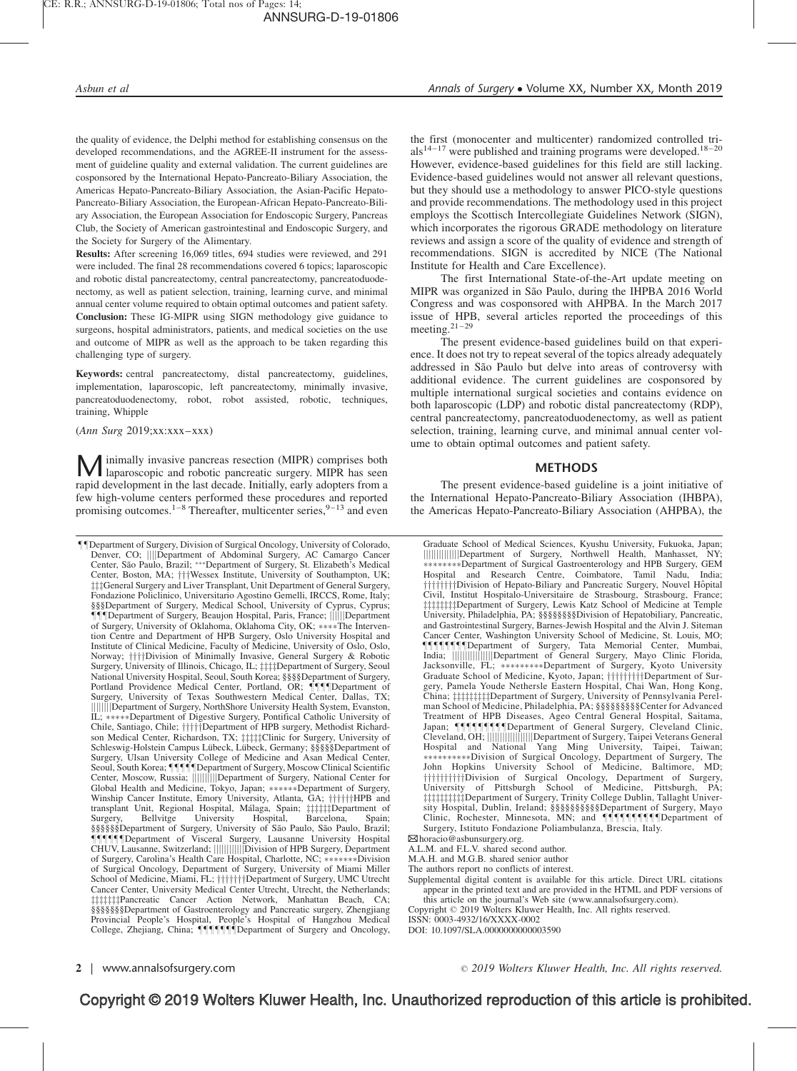the quality of evidence, the Delphi method for establishing consensus on the developed recommendations, and the AGREE-II instrument for the assessment of guideline quality and external validation. The current guidelines are cosponsored by the International Hepato-Pancreato-Biliary Association, the Americas Hepato-Pancreato-Biliary Association, the Asian-Pacific Hepato-Pancreato-Biliary Association, the European-African Hepato-Pancreato-Biliary Association, the European Association for Endoscopic Surgery, Pancreas Club, the Society of American gastrointestinal and Endoscopic Surgery, and the Society for Surgery of the Alimentary.

**Results:** After screening 16,069 titles, 694 studies were reviewed, and 291 were included. The final 28 recommendations covered 6 topics; laparoscopic and robotic distal pancreatectomy, central pancreatectomy, pancreatoduodenectomy, as well as patient selection, training, learning curve, and minimal annual center volume required to obtain optimal outcomes and patient safety.

**Conclusion:** These IG-MIPR using SIGN methodology give guidance to surgeons, hospital administrators, patients, and medical societies on the use and outcome of MIPR as well as the approach to be taken regarding this challenging type of surgery.

**Keywords:** central pancreatectomy, distal pancreatectomy, guidelines, implementation, laparoscopic, left pancreatectomy, minimally invasive, pancreatoduodenectomy, robot, robot assisted, robotic, techniques, training, Whipple

(*Ann Surg* 2019;xx:xxx–xxx)

Minimally invasive pancreas resection (MIPR) comprises both laparoscopic and robotic pancreatic surgery. MIPR has seen rapid development in the last decade. Initially, early adopters from a few high-volume centers performed these procedures and reported promising outcomes.[1–8] Thereafter, multicenter series,[9–13] and even the first (monocenter and multicenter) randomized controlled trials[14–17] were published and training programs were developed.[18–20] However, evidence-based guidelines for this field are still lacking. Evidence-based guidelines would not answer all relevant questions, but they should use a methodology to answer PICO-style questions and provide recommendations. The methodology used in this project employs the Scottish Intercollegiate Guidelines Network (SIGN), which incorporates the rigorous GRADE methodology on literature reviews and assign a score of the quality of evidence and strength of recommendations. SIGN is accredited by NICE (The National Institute for Health and Care Excellence).

The first International State-of-the-Art update meeting on MIPR was organized in São Paulo, during the IHPBA 2016 World Congress and was cosponsored with AHPBA. In the March 2017 issue of HPB, several articles reported the proceedings of this meeting.[21–29]

The present evidence-based guidelines build on that experience. It does not try to repeat several of the topics already adequately addressed in São Paulo but delve into areas of controversy with additional evidence. The current guidelines are cosponsored by multiple international surgical societies and contains evidence on both laparoscopic (LDP) and robotic distal pancreatectomy (RDP), central pancreatectomy, pancreatoduodenectomy, as well as patient selection, training, learning curve, and minimal annual center volume to obtain optimal outcomes and patient safety.

## METHODS

The present evidence-based guideline is a joint initiative of the International Hepato-Pancreato-Biliary Association (IHBPA), the Americas Hepato-Pancreato-Biliary Association (AHPBA), the

¶¶Department of Surgery, Division of Surgical Oncology, University of Colorado, Denver, CO; ||||Department of Abdominal Surgery, AC Camargo Cancer Center, São Paulo, Brazil; ***Department of Surgery, St. Elizabeth's Medical Center, Boston, MA; †††Wessex Institute, University of Southampton, UK; ‡‡‡General Surgery and Liver Transplant, Unit Department of General Surgery, Fondazione Policlinico, Universitario Agostino Gemelli, IRCCS, Rome, Italy; §§§Department of Surgery, Medical School, University of Cyprus, Cyprus; ¶¶¶Department of Surgery, Beaujon Hospital, Paris, France; ||||||Department of Surgery, University of Oklahoma, Oklahoma City, OK; ****The Intervention Centre and Department of HPB Surgery, Oslo University Hospital and Institute of Clinical Medicine, Faculty of Medicine, University of Oslo, Oslo, Norway; ††††Division of Minimally Invasive, General Surgery & Robotic Surgery, University of Illinois, Chicago, IL; ‡‡‡‡Department of Surgery, Seoul National University Hospital, Seoul, South Korea; §§§§Department of Surgery, Portland Providence Medical Center, Portland, OR; ¶¶¶¶Department of Surgery, University of Texas Southwestern Medical Center, Dallas, TX; ||||||||Department of Surgery, NorthShore University Health System, Evanston, IL; *****Department of Digestive Surgery, Pontifical Catholic University of Chile, Santiago, Chile; †††††Department of HPB surgery, Methodist Richardson Medical Center, Richardson, TX; ‡‡‡‡‡Clinic for Surgery, University of Schleswig-Holstein Campus Lübeck, Lübeck, Germany; §§§§§Department of Surgery, Ulsan University College of Medicine and Asan Medical Center, Seoul, South Korea; ¶¶¶¶¶Department of Surgery, Moscow Clinical Scientific Center, Moscow, Russia; ||||||||||Department of Surgery, National Center for Global Health and Medicine, Tokyo, Japan; ******Department of Surgery, Winship Cancer Institute, Emory University, Atlanta, GA; ††††††HPB and transplant Unit, Regional Hospital, Málaga, Spain; ‡‡‡‡‡‡Department of Surgery, Bellvitge University Hospital, Barcelona, Spain; §§§§§§Department of Surgery, University of São Paulo, São Paulo, Brazil; ¶¶¶¶¶¶Department of Visceral Surgery, Lausanne University Hospital CHUV, Lausanne, Switzerland; ||||||||||||Division of HPB Surgery, Department of Surgery, Carolina's Health Care Hospital, Charlotte, NC; *******Division of Surgical Oncology, Department of Surgery, University of Miami Miller School of Medicine, Miami, FL; †††††††Department of Surgery, UMC Utrecht Cancer Center, University Medical Center Utrecht, Utrecht, the Netherlands; ‡‡‡‡‡‡‡Pancreatic Cancer Action Network, Manhattan Beach, CA; §§§§§§§Department of Gastroenterology and Pancreatic surgery, Zhengjiang Provincial People's Hospital, People's Hospital of Hangzhou Medical College, Zhejiang, China; ¶¶¶¶¶¶¶Department of Surgery and Oncology, Graduate School of Medical Sciences, Kyushu University, Fukuoka, Japan; ||||||||||||||Department of Surgery, Northwell Health, Manhasset, NY; ********Department of Surgical Gastroenterology and HPB Surgery, GEM Hospital and Research Centre, Coimbatore, Tamil Nadu, India; ††††††††Division of Hepato-Biliary and Pancreatic Surgery, Nouvel Hôpital Civil, Institut Hospitalo-Universitaire de Strasbourg, Strasbourg, France; ‡‡‡‡‡‡‡‡Department of Surgery, Lewis Katz School of Medicine at Temple University, Philadelphia, PA; §§§§§§§§Division of Hepatobiliary, Pancreatic, and Gastrointestinal Surgery, Barnes-Jewish Hospital and the Alvin J. Siteman Cancer Center, Washington University School of Medicine, St. Louis, MO; ¶¶¶¶¶¶¶¶Department of Surgery, Tata Memorial Center, Mumbai, India; ||||||||||||||||Department of General Surgery, Mayo Clinic Florida, Jacksonville, FL; *********Department of Surgery, Kyoto University Graduate School of Medicine, Kyoto, Japan; †††††††††Department of Surgery, Pamela Youde Nethersle Eastern Hospital, Chai Wan, Hong Kong, China; ‡‡‡‡‡‡‡‡‡Department of Surgery, University of Pennsylvania Perelman School of Medicine, Philadelphia, PA; §§§§§§§§§Center for Advanced Treatment of HPB Diseases, Ageo Central General Hospital, Saitama, Japan; ¶¶¶¶¶¶¶¶¶Department of General Surgery, Cleveland Clinic, Cleveland, OH; ||||||||||||||||||Department of Surgery, Taipei Veterans General Hospital and National Yang Ming University, Taipei, Taiwan; **********Division of Surgical Oncology, Department of Surgery, The John Hopkins University School of Medicine, Baltimore, MD; ††††††††††Division of Surgical Oncology, Department of Surgery, University of Pittsburgh School of Medicine, Pittsburgh, PA; ‡‡‡‡‡‡‡‡‡‡Department of Surgery, Trinity College Dublin, Tallaght University Hospital, Dublin, Ireland; §§§§§§§§§§Department of Surgery, Mayo Clinic, Rochester, Minnesota, MN; and ¶¶¶¶¶¶¶¶¶¶Department of Surgery, Istituto Fondazione Poliambulanza, Brescia, Italy.

✉horacio@asbunsurgery.org.

A.L.M. and F.L.V. shared second author.

M.A.H. and M.G.B. shared senior author

The authors report no conflicts of interest.

Supplemental digital content is available for this article. Direct URL citations appear in the printed text and are provided in the HTML and PDF versions of this article on the journal's Web site (www.annalsofsurgery.com).

Copyright © 2019 Wolters Kluwer Health, Inc. All rights reserved.

ISSN: 0003-4932/16/XXXX-0002

DOI: 10.1097/SLA.0000000000003590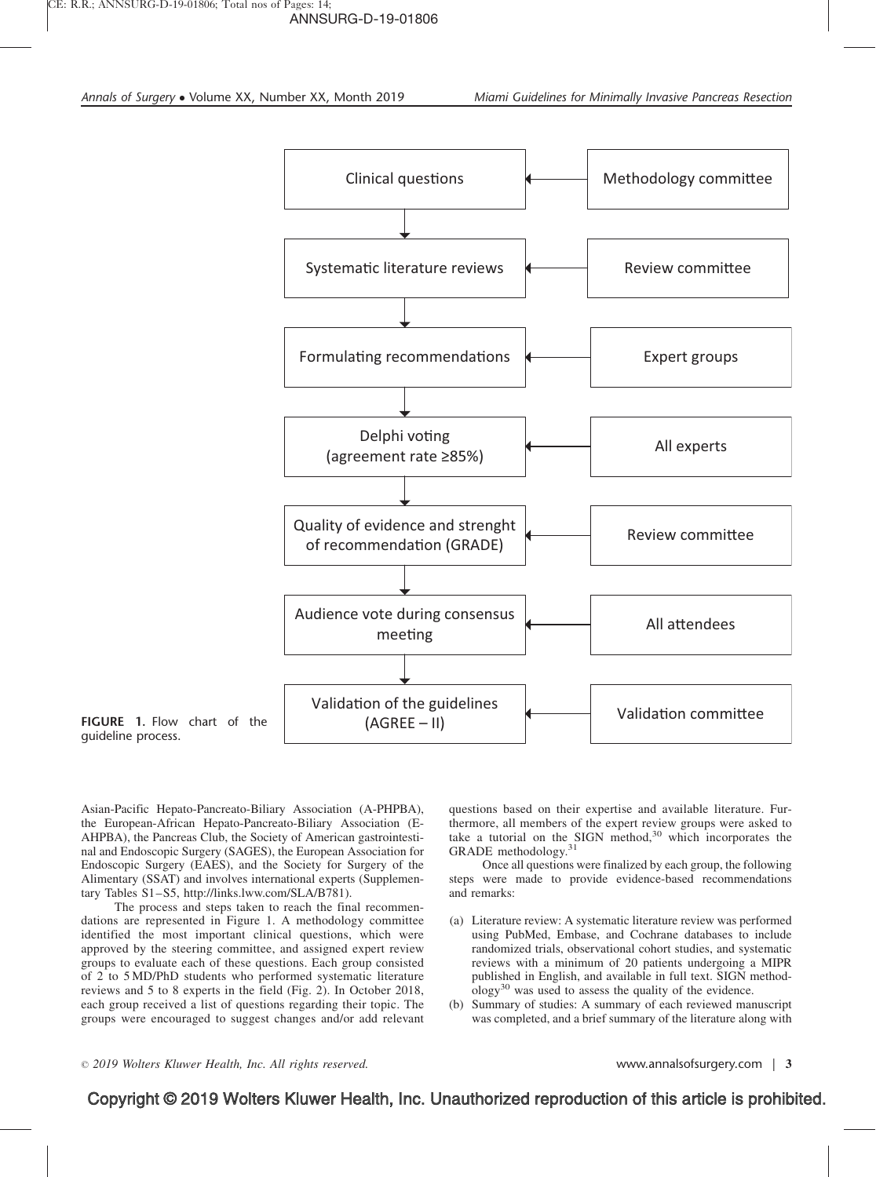Clinical questions ← Methodology committee

Systematic literature reviews ← Review committee

Formulating recommendations ← Expert groups

Delphi voting (agreement rate ≥85%) ← All experts

Quality of evidence and strenght of recommendation (GRADE) ← Review committee

Audience vote during consensus meeting ← All attendees

Validation of the guidelines (AGREE – II) ← Validation committee

**FIGURE 1.** Flow chart of the guideline process.

Asian-Pacific Hepato-Pancreato-Biliary Association (A-PHPBA), the European-African Hepato-Pancreato-Biliary Association (E-AHPBA), the Pancreas Club, the Society of American gastrointestinal and Endoscopic Surgery (SAGES), the European Association for Endoscopic Surgery (EAES), and the Society for Surgery of the Alimentary (SSAT) and involves international experts (Supplementary Tables S1–S5, http://links.lww.com/SLA/B781).

The process and steps taken to reach the final recommendations are represented in Figure 1. A methodology committee identified the most important clinical questions, which were approved by the steering committee, and assigned expert review groups to evaluate each of these questions. Each group consisted of 2 to 5 MD/PhD students who performed systematic literature reviews and 5 to 8 experts in the field (Fig. 2). In October 2018, each group received a list of questions regarding their topic. The groups were encouraged to suggest changes and/or add relevant questions based on their expertise and available literature. Furthermore, all members of the expert review groups were asked to take a tutorial on the SIGN method,[30] which incorporates the GRADE methodology.[31]

Once all questions were finalized by each group, the following steps were made to provide evidence-based recommendations and remarks:

(a) Literature review: A systematic literature review was performed using PubMed, Embase, and Cochrane databases to include randomized trials, observational cohort studies, and systematic reviews with a minimum of 20 patients undergoing a MIPR published in English, and available in full text. SIGN methodology[30] was used to assess the quality of the evidence.

(b) Summary of studies: A summary of each reviewed manuscript was completed, and a brief summary of the literature along with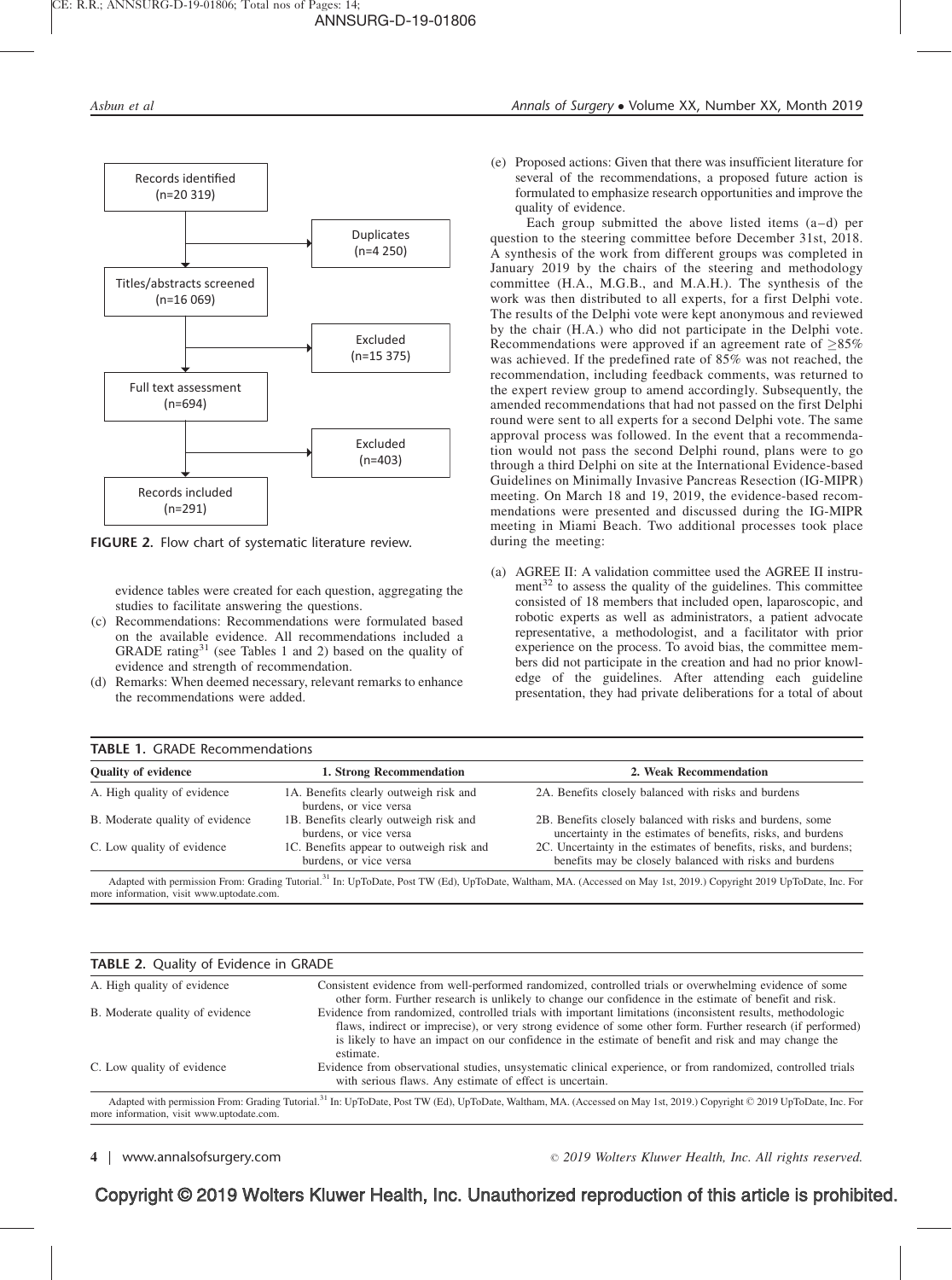Records identified (n=20 319) → Duplicates (n=4 250)

Titles/abstracts screened (n=16 069) → Excluded (n=15 375)

Full text assessment (n=694) → Excluded (n=403)

Records included (n=291)

**FIGURE 2.** Flow chart of systematic literature review.

evidence tables were created for each question, aggregating the studies to facilitate answering the questions.

(c) Recommendations: Recommendations were formulated based on the available evidence. All recommendations included a GRADE rating[31] (see Tables 1 and 2) based on the quality of evidence and strength of recommendation.

(d) Remarks: When deemed necessary, relevant remarks to enhance the recommendations were added.

(e) Proposed actions: Given that there was insufficient literature for several of the recommendations, a proposed future action is formulated to emphasize research opportunities and improve the quality of evidence.

Each group submitted the above listed items (a–d) per question to the steering committee before December 31st, 2018. A synthesis of the work from different groups was completed in January 2019 by the chairs of the steering and methodology committee (H.A., M.G.B., and M.A.H.). The synthesis of the work was then distributed to all experts, for a first Delphi vote. The results of the Delphi vote were kept anonymous and reviewed by the chair (H.A.) who did not participate in the Delphi vote. Recommendations were approved if an agreement rate of $\geq$85% was achieved. If the predefined rate of 85% was not reached, the recommendation, including feedback comments, was returned to the expert review group to amend accordingly. Subsequently, the amended recommendations that had not passed on the first Delphi round were sent to all experts for a second Delphi vote. The same approval process was followed. In the event that a recommendation would not pass the second Delphi round, plans were to go through a third Delphi on site at the International Evidence-based Guidelines on Minimally Invasive Pancreas Resection (IG-MIPR) meeting. On March 18 and 19, 2019, the evidence-based recommendations were presented and discussed during the IG-MIPR meeting in Miami Beach. Two additional processes took place during the meeting:

(a) AGREE II: A validation committee used the AGREE II instrument[32] to assess the quality of the guidelines. This committee consisted of 18 members that included open, laparoscopic, and robotic experts as well as administrators, a patient advocate representative, a methodologist, and a facilitator with prior experience on the process. To avoid bias, the committee members did not participate in the creation and had no prior knowledge of the guidelines. After attending each guideline presentation, they had private deliberations for a total of about

**TABLE 1.** GRADE Recommendations

| Quality of evidence | 1. Strong Recommendation | 2. Weak Recommendation |
|---|---|---|
| A. High quality of evidence | 1A. Benefits clearly outweigh risk and burdens, or vice versa | 2A. Benefits closely balanced with risks and burdens |
| B. Moderate quality of evidence | 1B. Benefits clearly outweigh risk and burdens, or vice versa | 2B. Benefits closely balanced with risks and burdens, some uncertainty in the estimates of benefits, risks, and burdens |
| C. Low quality of evidence | 1C. Benefits appear to outweigh risk and burdens, or vice versa | 2C. Uncertainty in the estimates of benefits, risks, and burdens; benefits may be closely balanced with risks and burdens |

Adapted with permission From: Grading Tutorial.[31] In: UpToDate, Post TW (Ed), UpToDate, Waltham, MA. (Accessed on May 1st, 2019.) Copyright 2019 UpToDate, Inc. For more information, visit www.uptodate.com.

**TABLE 2.** Quality of Evidence in GRADE

| | |
|---|---|
| A. High quality of evidence | Consistent evidence from well-performed randomized, controlled trials or overwhelming evidence of some other form. Further research is unlikely to change our confidence in the estimate of benefit and risk. |
| B. Moderate quality of evidence | Evidence from randomized, controlled trials with important limitations (inconsistent results, methodologic flaws, indirect or imprecise), or very strong evidence of some other form. Further research (if performed) is likely to have an impact on our confidence in the estimate of benefit and risk and may change the estimate. |
| C. Low quality of evidence | Evidence from observational studies, unsystematic clinical experience, or from randomized, controlled trials with serious flaws. Any estimate of effect is uncertain. |

Adapted with permission From: Grading Tutorial.[31] In: UpToDate, Post TW (Ed), UpToDate, Waltham, MA. (Accessed on May 1st, 2019.) Copyright © 2019 UpToDate, Inc. For more information, visit www.uptodate.com.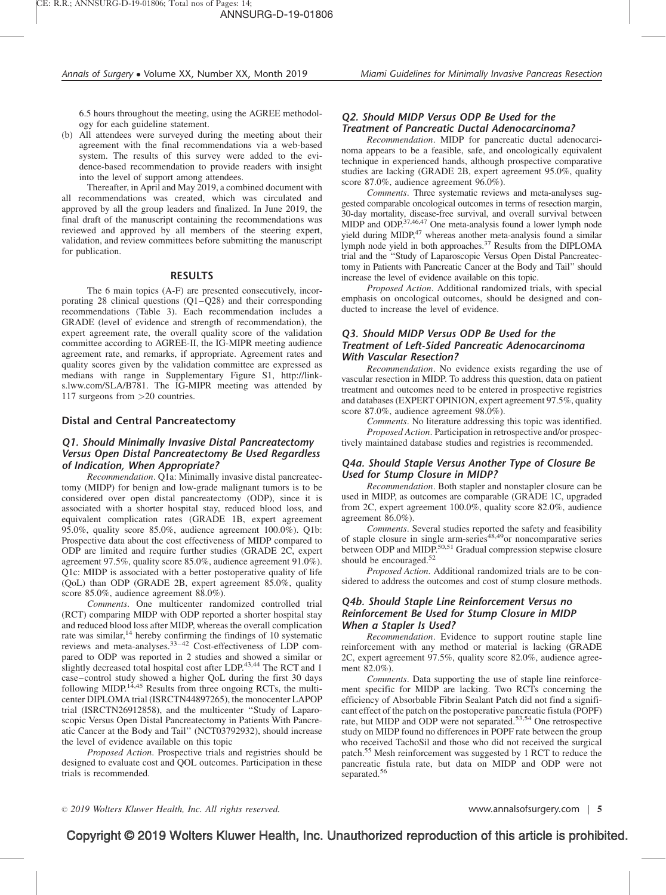6.5 hours throughout the meeting, using the AGREE methodology for each guideline statement.

(b) All attendees were surveyed during the meeting about their agreement with the final recommendations via a web-based system. The results of this survey were added to the evidence-based recommendation to provide readers with insight into the level of support among attendees.

Thereafter, in April and May 2019, a combined document with all recommendations was created, which was circulated and approved by all the group leaders and finalized. In June 2019, the final draft of the manuscript containing the recommendations was reviewed and approved by all members of the steering expert, validation, and review committees before submitting the manuscript for publication.

## RESULTS

The 6 main topics (A-F) are presented consecutively, incorporating 28 clinical questions (Q1–Q28) and their corresponding recommendations (Table 3). Each recommendation includes a GRADE (level of evidence and strength of recommendation), the expert agreement rate, the overall quality score of the validation committee according to AGREE-II, the IG-MIPR meeting audience agreement rate, and remarks, if appropriate. Agreement rates and quality scores given by the validation committee are expressed as medians with range in Supplementary Figure S1, http://links.lww.com/SLA/B781. The IG-MIPR meeting was attended by 117 surgeons from >20 countries.

### Distal and Central Pancreatectomy

#### Q1. Should Minimally Invasive Distal Pancreatectomy Versus Open Distal Pancreatectomy Be Used Regardless of Indication, When Appropriate?

*Recommendation*. Q1a: Minimally invasive distal pancreatectomy (MIDP) for benign and low-grade malignant tumors is to be considered over open distal pancreatectomy (ODP), since it is associated with a shorter hospital stay, reduced blood loss, and equivalent complication rates (GRADE 1B, expert agreement 95.0%, quality score 85.0%, audience agreement 100.0%). Q1b: Prospective data about the cost effectiveness of MIDP compared to ODP are limited and require further studies (GRADE 2C, expert agreement 97.5%, quality score 85.0%, audience agreement 91.0%). Q1c: MIDP is associated with a better postoperative quality of life (QoL) than ODP (GRADE 2B, expert agreement 85.0%, quality score 85.0%, audience agreement 88.0%).

*Comments*. One multicenter randomized controlled trial (RCT) comparing MIDP with ODP reported a shorter hospital stay and reduced blood loss after MIDP, whereas the overall complication rate was similar,[14] hereby confirming the findings of 10 systematic reviews and meta-analyses.[33–42] Cost-effectiveness of LDP compared to ODP was reported in 2 studies and showed a similar or slightly decreased total hospital cost after LDP.[43,44] The RCT and 1 case–control study showed a higher QoL during the first 30 days following MIDP.[14,45] Results from three ongoing RCTs, the multicenter DIPLOMA trial (ISRCTN44897265), the monocenter LAPOP trial (ISRCTN26912858), and the multicenter "Study of Laparoscopic Versus Open Distal Pancreatectomy in Patients With Pancreatic Cancer at the Body and Tail" (NCT03792932), should increase the level of evidence available on this topic

*Proposed Action*. Prospective trials and registries should be designed to evaluate cost and QOL outcomes. Participation in these trials is recommended.

#### Q2. Should MIDP Versus ODP Be Used for the Treatment of Pancreatic Ductal Adenocarcinoma?

*Recommendation*. MIDP for pancreatic ductal adenocarcinoma appears to be a feasible, safe, and oncologically equivalent technique in experienced hands, although prospective comparative studies are lacking (GRADE 2B, expert agreement 95.0%, quality score 87.0%, audience agreement 96.0%).

*Comments*. Three systematic reviews and meta-analyses suggested comparable oncological outcomes in terms of resection margin, 30-day mortality, disease-free survival, and overall survival between MIDP and ODP.[37,46,47] One meta-analysis found a lower lymph node yield during MIDP,[47] whereas another meta-analysis found a similar lymph node yield in both approaches.[37] Results from the DIPLOMA trial and the "Study of Laparoscopic Versus Open Distal Pancreatectomy in Patients with Pancreatic Cancer at the Body and Tail" should increase the level of evidence available on this topic.

*Proposed Action*. Additional randomized trials, with special emphasis on oncological outcomes, should be designed and conducted to increase the level of evidence.

#### Q3. Should MIDP Versus ODP Be Used for the Treatment of Left-Sided Pancreatic Adenocarcinoma With Vascular Resection?

*Recommendation*. No evidence exists regarding the use of vascular resection in MIDP. To address this question, data on patient treatment and outcomes need to be entered in prospective registries and databases (EXPERT OPINION, expert agreement 97.5%, quality score 87.0%, audience agreement 98.0%).

*Comments*. No literature addressing this topic was identified.

*Proposed Action*. Participation in retrospective and/or prospectively maintained database studies and registries is recommended.

#### Q4a. Should Staple Versus Another Type of Closure Be Used for Stump Closure in MIDP?

*Recommendation*. Both stapler and nonstapler closure can be used in MIDP, as outcomes are comparable (GRADE 1C, upgraded from 2C, expert agreement 100.0%, quality score 82.0%, audience agreement 86.0%).

*Comments*. Several studies reported the safety and feasibility of staple closure in single arm-series[48,49] or noncomparative series between ODP and MIDP.[50,51] Gradual compression stepwise closure should be encouraged.[52]

*Proposed Action*. Additional randomized trials are to be considered to address the outcomes and cost of stump closure methods.

#### Q4b. Should Staple Line Reinforcement Versus no Reinforcement Be Used for Stump Closure in MIDP When a Stapler Is Used?

*Recommendation*. Evidence to support routine staple line reinforcement with any method or material is lacking (GRADE 2C, expert agreement 97.5%, quality score 82.0%, audience agreement 82.0%).

*Comments*. Data supporting the use of staple line reinforcement specific for MIDP are lacking. Two RCTs concerning the efficiency of Absorbable Fibrin Sealant Patch did not find a significant effect of the patch on the postoperative pancreatic fistula (POPF) rate, but MIDP and ODP were not separated.[53,54] One retrospective study on MIDP found no differences in POPF rate between the group who received TachoSil and those who did not received the surgical patch.[55] Mesh reinforcement was suggested by 1 RCT to reduce the pancreatic fistula rate, but data on MIDP and ODP were not separated.[56]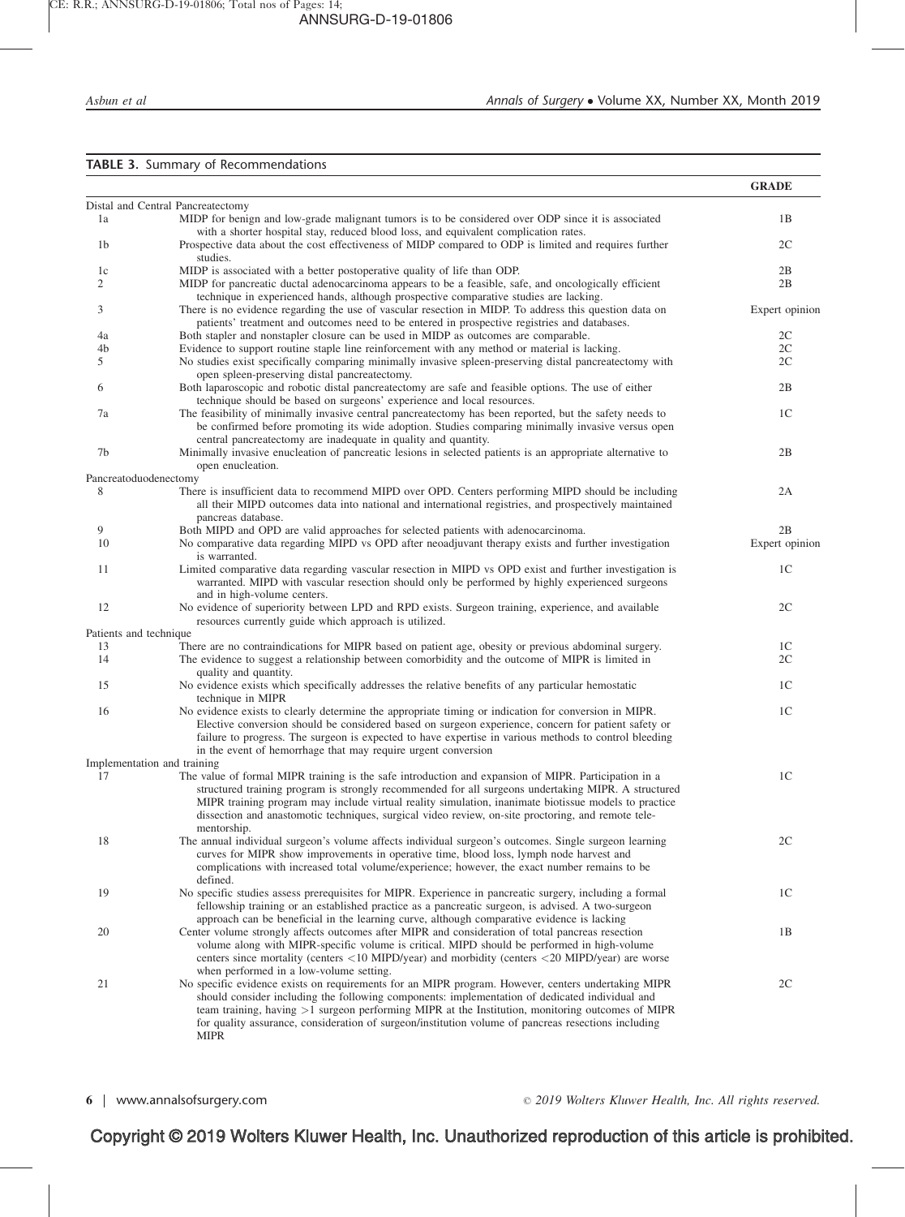**TABLE 3.** Summary of Recommendations

| | | GRADE |
|---|---|---|
| Distal and Central Pancreatectomy | | |
| 1a | MIDP for benign and low-grade malignant tumors is to be considered over ODP since it is associated with a shorter hospital stay, reduced blood loss, and equivalent complication rates. | 1B |
| 1b | Prospective data about the cost effectiveness of MIDP compared to ODP is limited and requires further studies. | 2C |
| 1c | MIDP is associated with a better postoperative quality of life than ODP. | 2B |
| 2 | MIDP for pancreatic ductal adenocarcinoma appears to be a feasible, safe, and oncologically efficient technique in experienced hands, although prospective comparative studies are lacking. | 2B |
| 3 | There is no evidence regarding the use of vascular resection in MIDP. To address this question data on patients' treatment and outcomes need to be entered in prospective registries and databases. | Expert opinion |
| 4a | Both stapler and nonstapler closure can be used in MIDP as outcomes are comparable. | 2C |
| 4b | Evidence to support routine staple line reinforcement with any method or material is lacking. | 2C |
| 5 | No studies exist specifically comparing minimally invasive spleen-preserving distal pancreatectomy with open spleen-preserving distal pancreatectomy. | 2C |
| 6 | Both laparoscopic and robotic distal pancreatectomy are safe and feasible options. The use of either technique should be based on surgeons' experience and local resources. | 2B |
| 7a | The feasibility of minimally invasive central pancreatectomy has been reported, but the safety needs to be confirmed before promoting its wide adoption. Studies comparing minimally invasive versus open central pancreatectomy are inadequate in quality and quantity. | 1C |
| 7b | Minimally invasive enucleation of pancreatic lesions in selected patients is an appropriate alternative to open enucleation. | 2B |
| Pancreatoduodenectomy | | |
| 8 | There is insufficient data to recommend MIPD over OPD. Centers performing MIPD should be including all their MIPD outcomes data into national and international registries, and prospectively maintained pancreas database. | 2A |
| 9 | Both MIPD and OPD are valid approaches for selected patients with adenocarcinoma. | 2B |
| 10 | No comparative data regarding MIPD vs OPD after neoadjuvant therapy exists and further investigation is warranted. | Expert opinion |
| 11 | Limited comparative data regarding vascular resection in MIPD vs OPD exist and further investigation is warranted. MIPD with vascular resection should only be performed by highly experienced surgeons and in high-volume centers. | 1C |
| 12 | No evidence of superiority between LPD and RPD exists. Surgeon training, experience, and available resources currently guide which approach is utilized. | 2C |
| Patients and technique | | |
| 13 | There are no contraindications for MIPR based on patient age, obesity or previous abdominal surgery. | 1C |
| 14 | The evidence to suggest a relationship between comorbidity and the outcome of MIPR is limited in quality and quantity. | 2C |
| 15 | No evidence exists which specifically addresses the relative benefits of any particular hemostatic technique in MIPR | 1C |
| 16 | No evidence exists to clearly determine the appropriate timing or indication for conversion in MIPR. Elective conversion should be considered based on surgeon experience, concern for patient safety or failure to progress. The surgeon is expected to have expertise in various methods to control bleeding in the event of hemorrhage that may require urgent conversion | 1C |
| Implementation and training | | |
| 17 | The value of formal MIPR training is the safe introduction and expansion of MIPR. Participation in a structured training program is strongly recommended for all surgeons undertaking MIPR. A structured MIPR training program may include virtual reality simulation, inanimate biotissue models to practice dissection and anastomotic techniques, surgical video review, on-site proctoring, and remote tele-mentorship. | 1C |
| 18 | The annual individual surgeon's volume affects individual surgeon's outcomes. Single surgeon learning curves for MIPR show improvements in operative time, blood loss, lymph node harvest and complications with increased total volume/experience; however, the exact number remains to be defined. | 2C |
| 19 | No specific studies assess prerequisites for MIPR. Experience in pancreatic surgery, including a formal fellowship training or an established practice as a pancreatic surgeon, is advised. A two-surgeon approach can be beneficial in the learning curve, although comparative evidence is lacking | 1C |
| 20 | Center volume strongly affects outcomes after MIPR and consideration of total pancreas resection volume along with MIPR-specific volume is critical. MIPD should be performed in high-volume centers since mortality (centers <10 MIPD/year) and morbidity (centers <20 MIPD/year) are worse when performed in a low-volume setting. | 1B |
| 21 | No specific evidence exists on requirements for an MIPR program. However, centers undertaking MIPR should consider including the following components: implementation of dedicated individual and team training, having >1 surgeon performing MIPR at the Institution, monitoring outcomes of MIPR for quality assurance, consideration of surgeon/institution volume of pancreas resections including MIPR | 2C |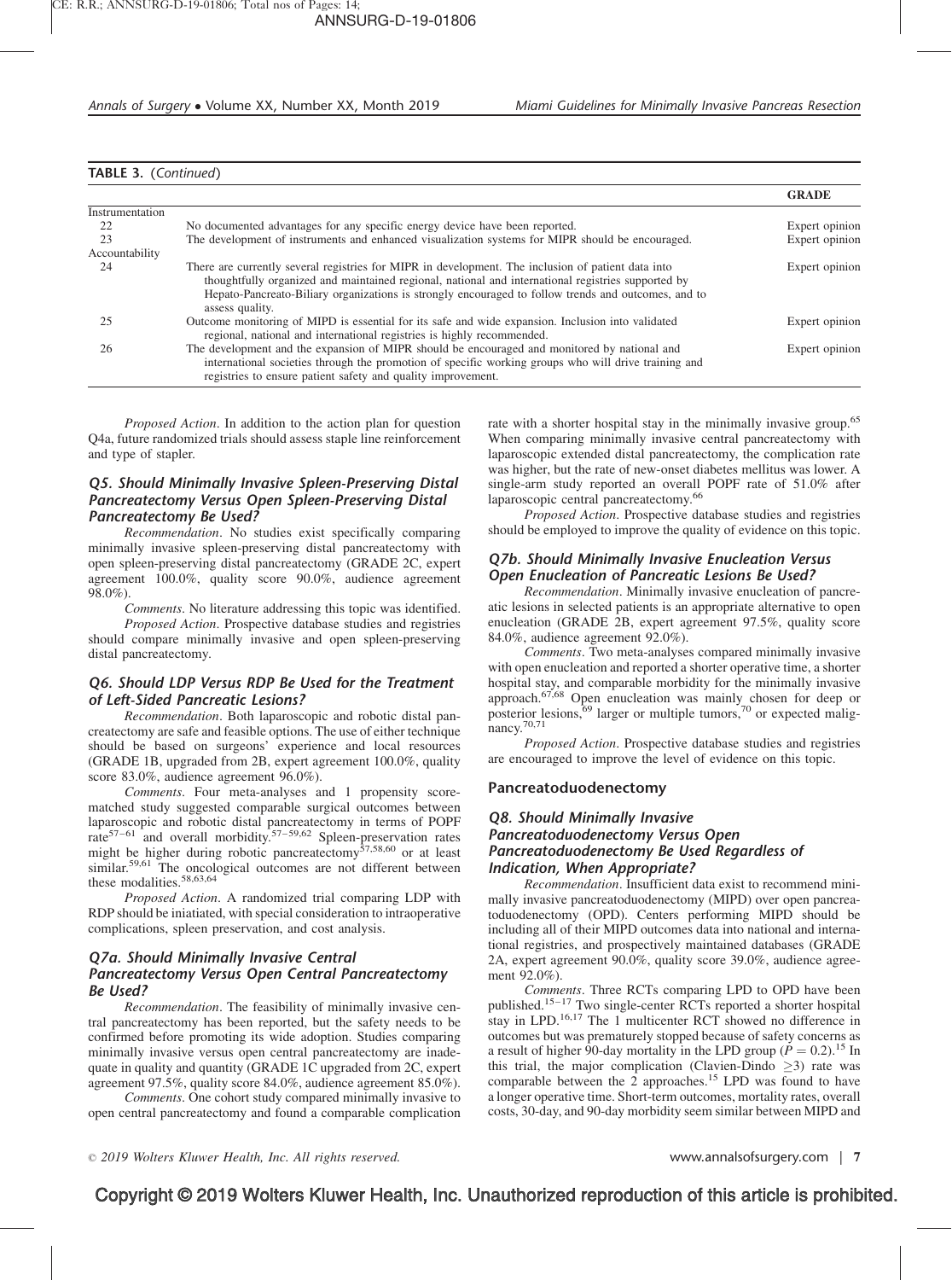**TABLE 3.** (*Continued*)

| | | GRADE |
|---|---|---|
| Instrumentation | | |
| 22 | No documented advantages for any specific energy device have been reported. | Expert opinion |
| 23 | The development of instruments and enhanced visualization systems for MIPR should be encouraged. | Expert opinion |
| Accountability | | |
| 24 | There are currently several registries for MIPR in development. The inclusion of patient data into thoughtfully organized and maintained regional, national and international registries supported by Hepato-Pancreato-Biliary organizations is strongly encouraged to follow trends and outcomes, and to assess quality. | Expert opinion |
| 25 | Outcome monitoring of MIPD is essential for its safe and wide expansion. Inclusion into validated regional, national and international registries is highly recommended. | Expert opinion |
| 26 | The development and the expansion of MIPR should be encouraged and monitored by national and international societies through the promotion of specific working groups who will drive training and registries to ensure patient safety and quality improvement. | Expert opinion |

*Proposed Action*. In addition to the action plan for question Q4a, future randomized trials should assess staple line reinforcement and type of stapler.

### Q5. Should Minimally Invasive Spleen-Preserving Distal Pancreatectomy Versus Open Spleen-Preserving Distal Pancreatectomy Be Used?

*Recommendation*. No studies exist specifically comparing minimally invasive spleen-preserving distal pancreatectomy with open spleen-preserving distal pancreatectomy (GRADE 2C, expert agreement 100.0%, quality score 90.0%, audience agreement 98.0%).

*Comments*. No literature addressing this topic was identified.

*Proposed Action*. Prospective database studies and registries should compare minimally invasive and open spleen-preserving distal pancreatectomy.

### Q6. Should LDP Versus RDP Be Used for the Treatment of Left-Sided Pancreatic Lesions?

*Recommendation*. Both laparoscopic and robotic distal pancreatectomy are safe and feasible options. The use of either technique should be based on surgeons' experience and local resources (GRADE 1B, upgraded from 2B, expert agreement 100.0%, quality score 83.0%, audience agreement 96.0%).

*Comments*. Four meta-analyses and 1 propensity score-matched study suggested comparable surgical outcomes between laparoscopic and robotic distal pancreatectomy in terms of POPF rate[57–61] and overall morbidity.[57–59,62] Spleen-preservation rates might be higher during robotic pancreatectomy[57,58,60] or at least similar.[59,61] The oncological outcomes are not different between these modalities.[58,63,64]

*Proposed Action*. A randomized trial comparing LDP with RDP should be iniatiated, with special consideration to intraoperative complications, spleen preservation, and cost analysis.

### Q7a. Should Minimally Invasive Central Pancreatectomy Versus Open Central Pancreatectomy Be Used?

*Recommendation*. The feasibility of minimally invasive central pancreatectomy has been reported, but the safety needs to be confirmed before promoting its wide adoption. Studies comparing minimally invasive versus open central pancreatectomy are inadequate in quality and quantity (GRADE 1C upgraded from 2C, expert agreement 97.5%, quality score 84.0%, audience agreement 85.0%).

*Comments*. One cohort study compared minimally invasive to open central pancreatectomy and found a comparable complication rate with a shorter hospital stay in the minimally invasive group.[65] When comparing minimally invasive central pancreatectomy with laparoscopic extended distal pancreatectomy, the complication rate was higher, but the rate of new-onset diabetes mellitus was lower. A single-arm study reported an overall POPF rate of 51.0% after laparoscopic central pancreatectomy.[66]

*Proposed Action*. Prospective database studies and registries should be employed to improve the quality of evidence on this topic.

### Q7b. Should Minimally Invasive Enucleation Versus Open Enucleation of Pancreatic Lesions Be Used?

*Recommendation*. Minimally invasive enucleation of pancreatic lesions in selected patients is an appropriate alternative to open enucleation (GRADE 2B, expert agreement 97.5%, quality score 84.0%, audience agreement 92.0%).

*Comments*. Two meta-analyses compared minimally invasive with open enucleation and reported a shorter operative time, a shorter hospital stay, and comparable morbidity for the minimally invasive approach.[67,68] Open enucleation was mainly chosen for deep or posterior lesions,[69] larger or multiple tumors,[70] or expected malignancy.[70,71]

*Proposed Action*. Prospective database studies and registries are encouraged to improve the level of evidence on this topic.

## Pancreatoduodenectomy

### Q8. Should Minimally Invasive Pancreatoduodenectomy Versus Open Pancreatoduodenectomy Be Used Regardless of Indication, When Appropriate?

*Recommendation*. Insufficient data exist to recommend minimally invasive pancreatoduodenectomy (MIPD) over open pancreatoduodenectomy (OPD). Centers performing MIPD should be including all of their MIPD outcomes data into national and international registries, and prospectively maintained databases (GRADE 2A, expert agreement 90.0%, quality score 39.0%, audience agreement 92.0%).

*Comments*. Three RCTs comparing LPD to OPD have been published.[15–17] Two single-center RCTs reported a shorter hospital stay in LPD.[16,17] The 1 multicenter RCT showed no difference in outcomes but was prematurely stopped because of safety concerns as a result of higher 90-day mortality in the LPD group ($P = 0.2$).[15] In this trial, the major complication (Clavien-Dindo $\geq 3$) rate was comparable between the 2 approaches.[15] LPD was found to have a longer operative time. Short-term outcomes, mortality rates, overall costs, 30-day, and 90-day morbidity seem similar between MIPD and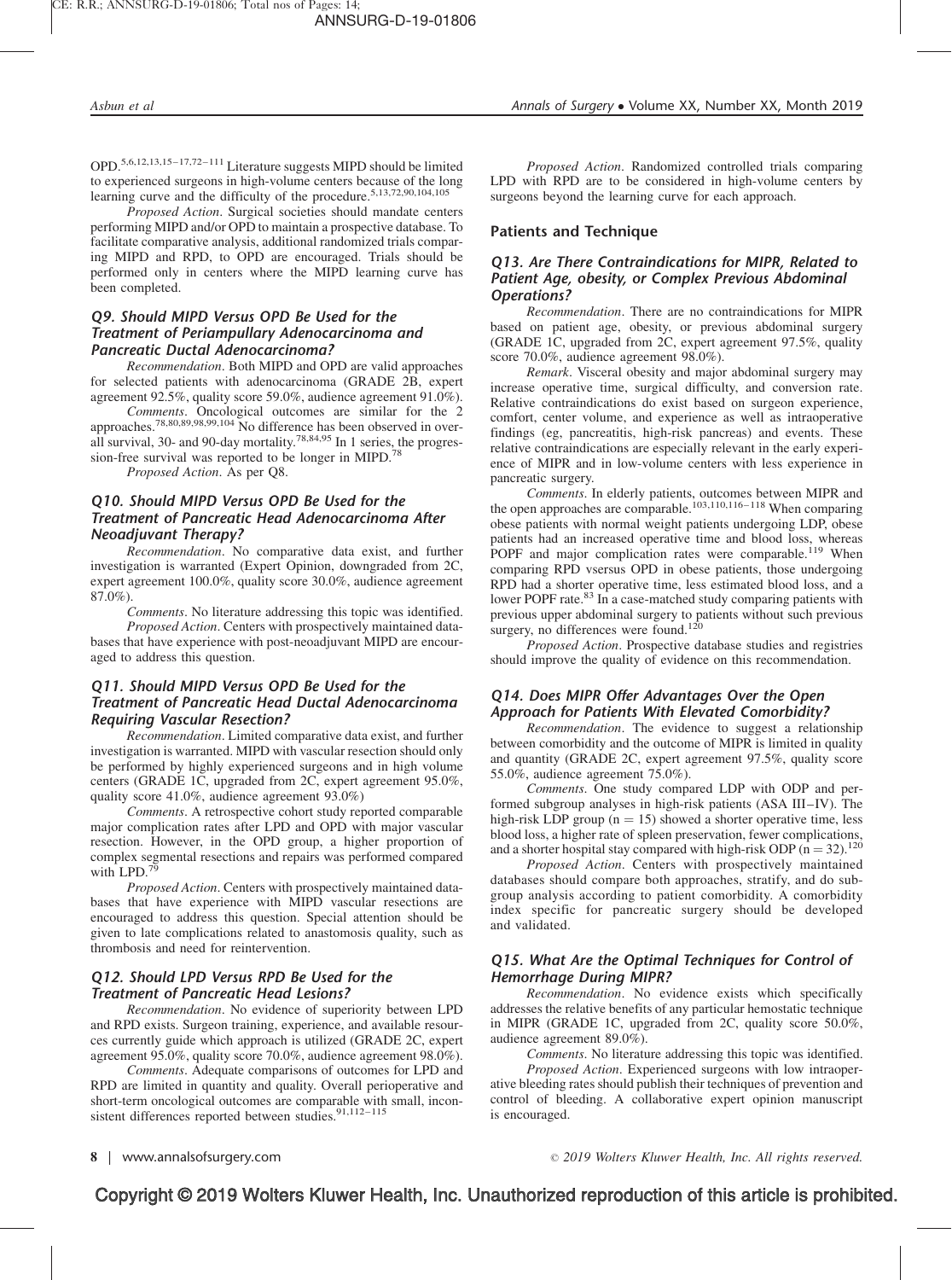OPD.[5,6,12,13,15–17,72–111] Literature suggests MIPD should be limited to experienced surgeons in high-volume centers because of the long learning curve and the difficulty of the procedure.[5,13,72,90,104,105]

*Proposed Action*. Surgical societies should mandate centers performing MIPD and/or OPD to maintain a prospective database. To facilitate comparative analysis, additional randomized trials comparing MIPD and RPD, to OPD are encouraged. Trials should be performed only in centers where the MIPD learning curve has been completed.

### Q9. Should MIPD Versus OPD Be Used for the Treatment of Periampullary Adenocarcinoma and Pancreatic Ductal Adenocarcinoma?

*Recommendation*. Both MIPD and OPD are valid approaches for selected patients with adenocarcinoma (GRADE 2B, expert agreement 92.5%, quality score 59.0%, audience agreement 91.0%).

*Comments*. Oncological outcomes are similar for the 2 approaches.[78,80,89,98,99,104] No difference has been observed in overall survival, 30- and 90-day mortality.[78,84,95] In 1 series, the progression-free survival was reported to be longer in MIPD.[78]

*Proposed Action*. As per Q8.

### Q10. Should MIPD Versus OPD Be Used for the Treatment of Pancreatic Head Adenocarcinoma After Neoadjuvant Therapy?

*Recommendation*. No comparative data exist, and further investigation is warranted (Expert Opinion, downgraded from 2C, expert agreement 100.0%, quality score 30.0%, audience agreement 87.0%).

*Comments*. No literature addressing this topic was identified.

*Proposed Action*. Centers with prospectively maintained databases that have experience with post-neoadjuvant MIPD are encouraged to address this question.

### Q11. Should MIPD Versus OPD Be Used for the Treatment of Pancreatic Head Ductal Adenocarcinoma Requiring Vascular Resection?

*Recommendation*. Limited comparative data exist, and further investigation is warranted. MIPD with vascular resection should only be performed by highly experienced surgeons and in high volume centers (GRADE 1C, upgraded from 2C, expert agreement 95.0%, quality score 41.0%, audience agreement 93.0%)

*Comments*. A retrospective cohort study reported comparable major complication rates after LPD and OPD with major vascular resection. However, in the OPD group, a higher proportion of complex segmental resections and repairs was performed compared with LPD.[79]

*Proposed Action*. Centers with prospectively maintained databases that have experience with MIPD vascular resections are encouraged to address this question. Special attention should be given to late complications related to anastomosis quality, such as thrombosis and need for reintervention.

### Q12. Should LPD Versus RPD Be Used for the Treatment of Pancreatic Head Lesions?

*Recommendation*. No evidence of superiority between LPD and RPD exists. Surgeon training, experience, and available resources currently guide which approach is utilized (GRADE 2C, expert agreement 95.0%, quality score 70.0%, audience agreement 98.0%).

*Comments*. Adequate comparisons of outcomes for LPD and RPD are limited in quantity and quality. Overall perioperative and short-term oncological outcomes are comparable with small, inconsistent differences reported between studies.[91,112–115]

*Proposed Action*. Randomized controlled trials comparing LPD with RPD are to be considered in high-volume centers by surgeons beyond the learning curve for each approach.

## Patients and Technique

### Q13. Are There Contraindications for MIPR, Related to Patient Age, obesity, or Complex Previous Abdominal Operations?

*Recommendation*. There are no contraindications for MIPR based on patient age, obesity, or previous abdominal surgery (GRADE 1C, upgraded from 2C, expert agreement 97.5%, quality score 70.0%, audience agreement 98.0%).

*Remark*. Visceral obesity and major abdominal surgery may increase operative time, surgical difficulty, and conversion rate. Relative contraindications do exist based on surgeon experience, comfort, center volume, and experience as well as intraoperative findings (eg, pancreatitis, high-risk pancreas) and events. These relative contraindications are especially relevant in the early experience of MIPR and in low-volume centers with less experience in pancreatic surgery.

*Comments*. In elderly patients, outcomes between MIPR and the open approaches are comparable.[103,110,116–118] When comparing obese patients with normal weight patients undergoing LDP, obese patients had an increased operative time and blood loss, whereas POPF and major complication rates were comparable.[119] When comparing RPD vsersus OPD in obese patients, those undergoing RPD had a shorter operative time, less estimated blood loss, and a lower POPF rate.[83] In a case-matched study comparing patients with previous upper abdominal surgery to patients without such previous surgery, no differences were found.[120]

*Proposed Action*. Prospective database studies and registries should improve the quality of evidence on this recommendation.

### Q14. Does MIPR Offer Advantages Over the Open Approach for Patients With Elevated Comorbidity?

*Recommendation*. The evidence to suggest a relationship between comorbidity and the outcome of MIPR is limited in quality and quantity (GRADE 2C, expert agreement 97.5%, quality score 55.0%, audience agreement 75.0%).

*Comments*. One study compared LDP with ODP and performed subgroup analyses in high-risk patients (ASA III–IV). The high-risk LDP group ($n = 15$) showed a shorter operative time, less blood loss, a higher rate of spleen preservation, fewer complications, and a shorter hospital stay compared with high-risk ODP ($n = 32$).[120]

*Proposed Action*. Centers with prospectively maintained databases should compare both approaches, stratify, and do subgroup analysis according to patient comorbidity. A comorbidity index specific for pancreatic surgery should be developed and validated.

### Q15. What Are the Optimal Techniques for Control of Hemorrhage During MIPR?

*Recommendation*. No evidence exists which specifically addresses the relative benefits of any particular hemostatic technique in MIPR (GRADE 1C, upgraded from 2C, quality score 50.0%, audience agreement 89.0%).

*Comments*. No literature addressing this topic was identified.

*Proposed Action*. Experienced surgeons with low intraoperative bleeding rates should publish their techniques of prevention and control of bleeding. A collaborative expert opinion manuscript is encouraged.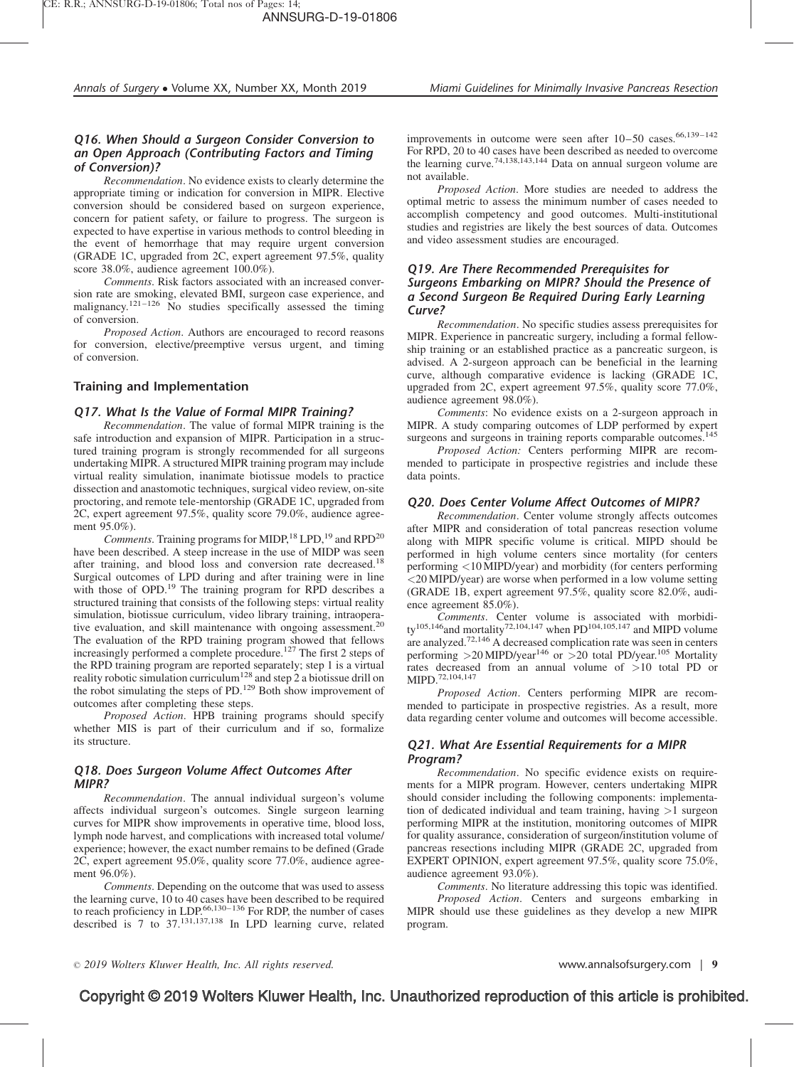### Q16. When Should a Surgeon Consider Conversion to an Open Approach (Contributing Factors and Timing of Conversion)?

*Recommendation*. No evidence exists to clearly determine the appropriate timing or indication for conversion in MIPR. Elective conversion should be considered based on surgeon experience, concern for patient safety, or failure to progress. The surgeon is expected to have expertise in various methods to control bleeding in the event of hemorrhage that may require urgent conversion (GRADE 1C, upgraded from 2C, expert agreement 97.5%, quality score 38.0%, audience agreement 100.0%).

*Comments*. Risk factors associated with an increased conversion rate are smoking, elevated BMI, surgeon case experience, and malignancy.[121–126] No studies specifically assessed the timing of conversion.

*Proposed Action*. Authors are encouraged to record reasons for conversion, elective/preemptive versus urgent, and timing of conversion.

## Training and Implementation

### Q17. What Is the Value of Formal MIPR Training?

*Recommendation*. The value of formal MIPR training is the safe introduction and expansion of MIPR. Participation in a structured training program is strongly recommended for all surgeons undertaking MIPR. A structured MIPR training program may include virtual reality simulation, inanimate biotissue models to practice dissection and anastomotic techniques, surgical video review, on-site proctoring, and remote tele-mentorship (GRADE 1C, upgraded from 2C, expert agreement 97.5%, quality score 79.0%, audience agreement 95.0%).

*Comments*. Training programs for MIDP,[18] LPD,[19] and RPD[20] have been described. A steep increase in the use of MIDP was seen after training, and blood loss and conversion rate decreased.[18] Surgical outcomes of LPD during and after training were in line with those of OPD.[19] The training program for RPD describes a structured training that consists of the following steps: virtual reality simulation, biotissue curriculum, video library training, intraoperative evaluation, and skill maintenance with ongoing assessment.[20] The evaluation of the RPD training program showed that fellows increasingly performed a complete procedure.[127] The first 2 steps of the RPD training program are reported separately; step 1 is a virtual reality robotic simulation curriculum[128] and step 2 a biotissue drill on the robot simulating the steps of PD.[129] Both show improvement of outcomes after completing these steps.

*Proposed Action*. HPB training programs should specify whether MIS is part of their curriculum and if so, formalize its structure.

### Q18. Does Surgeon Volume Affect Outcomes After MIPR?

*Recommendation*. The annual individual surgeon's volume affects individual surgeon's outcomes. Single surgeon learning curves for MIPR show improvements in operative time, blood loss, lymph node harvest, and complications with increased total volume/experience; however, the exact number remains to be defined (Grade 2C, expert agreement 95.0%, quality score 77.0%, audience agreement 96.0%).

*Comments*. Depending on the outcome that was used to assess the learning curve, 10 to 40 cases have been described to be required to reach proficiency in LDP.[66,130–136] For RDP, the number of cases described is 7 to 37.[131,137,138] In LPD learning curve, related improvements in outcome were seen after 10–50 cases.[66,139–142] For RPD, 20 to 40 cases have been described as needed to overcome the learning curve.[74,138,143,144] Data on annual surgeon volume are not available.

*Proposed Action*. More studies are needed to address the optimal metric to assess the minimum number of cases needed to accomplish competency and good outcomes. Multi-institutional studies and registries are likely the best sources of data. Outcomes and video assessment studies are encouraged.

### Q19. Are There Recommended Prerequisites for Surgeons Embarking on MIPR? Should the Presence of a Second Surgeon Be Required During Early Learning Curve?

*Recommendation*. No specific studies assess prerequisites for MIPR. Experience in pancreatic surgery, including a formal fellowship training or an established practice as a pancreatic surgeon, is advised. A 2-surgeon approach can be beneficial in the learning curve, although comparative evidence is lacking (GRADE 1C, upgraded from 2C, expert agreement 97.5%, quality score 77.0%, audience agreement 98.0%).

*Comments*: No evidence exists on a 2-surgeon approach in MIPR. A study comparing outcomes of LDP performed by expert surgeons and surgeons in training reports comparable outcomes.[145]

*Proposed Action:* Centers performing MIPR are recommended to participate in prospective registries and include these data points.

### Q20. Does Center Volume Affect Outcomes of MIPR?

*Recommendation*. Center volume strongly affects outcomes after MIPR and consideration of total pancreas resection volume along with MIPR specific volume is critical. MIPD should be performed in high volume centers since mortality (for centers performing <10 MIPD/year) and morbidity (for centers performing <20 MIPD/year) are worse when performed in a low volume setting (GRADE 1B, expert agreement 97.5%, quality score 82.0%, audience agreement 85.0%).

*Comments*. Center volume is associated with morbidity[105,146] and mortality[72,104,147] when PD[104,105,147] and MIPD volume are analyzed.[72,146] A decreased complication rate was seen in centers performing >20 MIPD/year[146] or >20 total PD/year.[105] Mortality rates decreased from an annual volume of >10 total PD or MIPD.[72,104,147]

*Proposed Action*. Centers performing MIPR are recommended to participate in prospective registries. As a result, more data regarding center volume and outcomes will become accessible.

### Q21. What Are Essential Requirements for a MIPR Program?

*Recommendation*. No specific evidence exists on requirements for a MIPR program. However, centers undertaking MIPR should consider including the following components: implementation of dedicated individual and team training, having >1 surgeon performing MIPR at the institution, monitoring outcomes of MIPR for quality assurance, consideration of surgeon/institution volume of pancreas resections including MIPR (GRADE 2C, upgraded from EXPERT OPINION, expert agreement 97.5%, quality score 75.0%, audience agreement 93.0%).

*Comments*. No literature addressing this topic was identified.

*Proposed Action*. Centers and surgeons embarking in MIPR should use these guidelines as they develop a new MIPR program.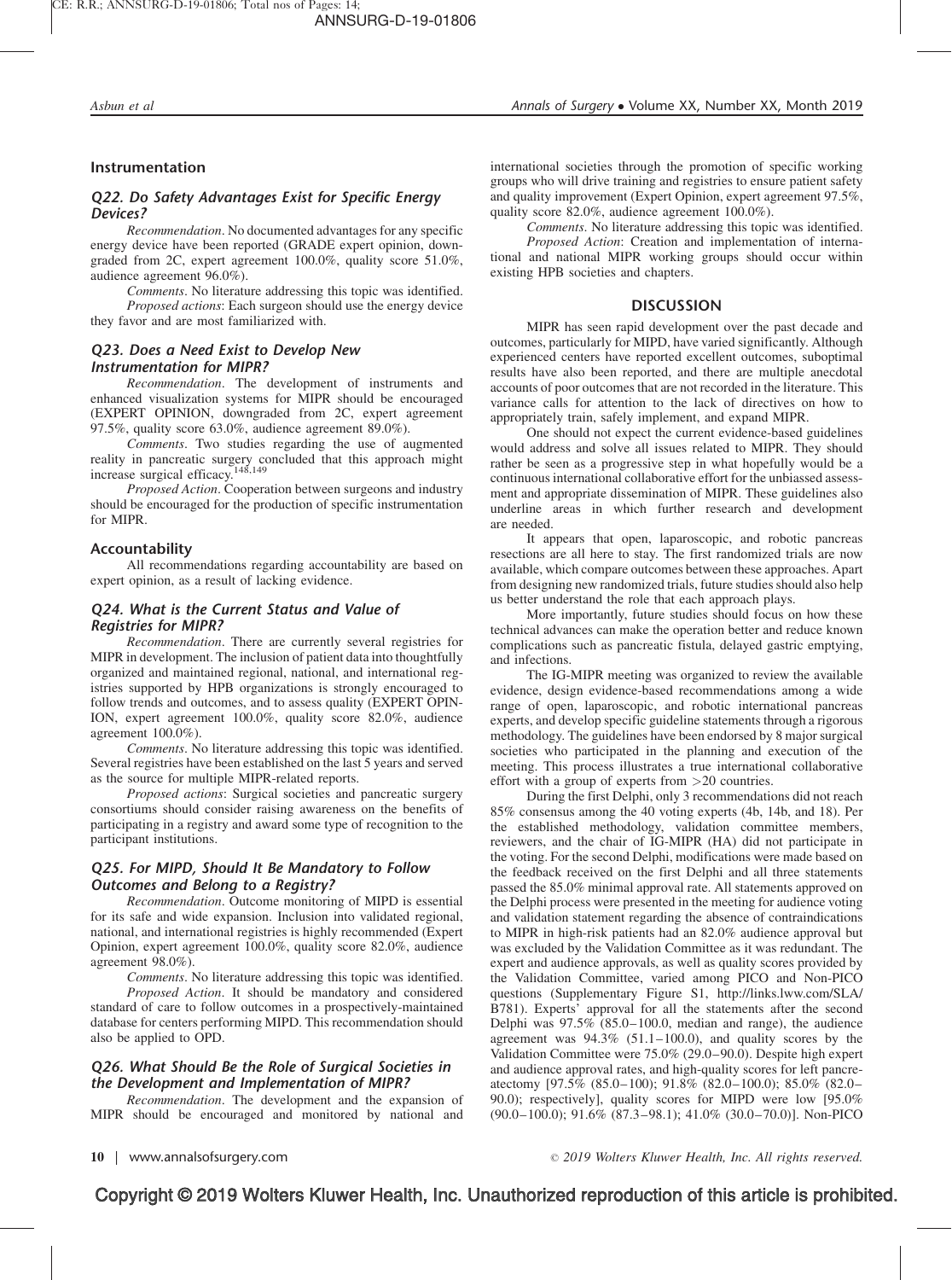## Instrumentation

### Q22. Do Safety Advantages Exist for Specific Energy Devices?

*Recommendation*. No documented advantages for any specific energy device have been reported (GRADE expert opinion, downgraded from 2C, expert agreement 100.0%, quality score 51.0%, audience agreement 96.0%).

*Comments*. No literature addressing this topic was identified.

*Proposed actions*: Each surgeon should use the energy device they favor and are most familiarized with.

### Q23. Does a Need Exist to Develop New Instrumentation for MIPR?

*Recommendation*. The development of instruments and enhanced visualization systems for MIPR should be encouraged (EXPERT OPINION, downgraded from 2C, expert agreement 97.5%, quality score 63.0%, audience agreement 89.0%).

*Comments*. Two studies regarding the use of augmented reality in pancreatic surgery concluded that this approach might increase surgical efficacy.[148,149]

*Proposed Action*. Cooperation between surgeons and industry should be encouraged for the production of specific instrumentation for MIPR.

## Accountability

All recommendations regarding accountability are based on expert opinion, as a result of lacking evidence.

### Q24. What is the Current Status and Value of Registries for MIPR?

*Recommendation*. There are currently several registries for MIPR in development. The inclusion of patient data into thoughtfully organized and maintained regional, national, and international registries supported by HPB organizations is strongly encouraged to follow trends and outcomes, and to assess quality (EXPERT OPINION, expert agreement 100.0%, quality score 82.0%, audience agreement 100.0%).

*Comments*. No literature addressing this topic was identified. Several registries have been established on the last 5 years and served as the source for multiple MIPR-related reports.

*Proposed actions*: Surgical societies and pancreatic surgery consortiums should consider raising awareness on the benefits of participating in a registry and award some type of recognition to the participant institutions.

### Q25. For MIPD, Should It Be Mandatory to Follow Outcomes and Belong to a Registry?

*Recommendation*. Outcome monitoring of MIPD is essential for its safe and wide expansion. Inclusion into validated regional, national, and international registries is highly recommended (Expert Opinion, expert agreement 100.0%, quality score 82.0%, audience agreement 98.0%).

*Comments*. No literature addressing this topic was identified.

*Proposed Action*. It should be mandatory and considered standard of care to follow outcomes in a prospectively-maintained database for centers performing MIPD. This recommendation should also be applied to OPD.

### Q26. What Should Be the Role of Surgical Societies in the Development and Implementation of MIPR?

*Recommendation*. The development and the expansion of MIPR should be encouraged and monitored by national and international societies through the promotion of specific working groups who will drive training and registries to ensure patient safety and quality improvement (Expert Opinion, expert agreement 97.5%, quality score 82.0%, audience agreement 100.0%).

*Comments*. No literature addressing this topic was identified.

*Proposed Action*: Creation and implementation of international and national MIPR working groups should occur within existing HPB societies and chapters.

## DISCUSSION

MIPR has seen rapid development over the past decade and outcomes, particularly for MIPD, have varied significantly. Although experienced centers have reported excellent outcomes, suboptimal results have also been reported, and there are multiple anecdotal accounts of poor outcomes that are not recorded in the literature. This variance calls for attention to the lack of directives on how to appropriately train, safely implement, and expand MIPR.

One should not expect the current evidence-based guidelines would address and solve all issues related to MIPR. They should rather be seen as a progressive step in what hopefully would be a continuous international collaborative effort for the unbiased assessment and appropriate dissemination of MIPR. These guidelines also underline areas in which further research and development are needed.

It appears that open, laparoscopic, and robotic pancreas resections are all here to stay. The first randomized trials are now available, which compare outcomes between these approaches. Apart from designing new randomized trials, future studies should also help us better understand the role that each approach plays.

More importantly, future studies should focus on how these technical advances can make the operation better and reduce known complications such as pancreatic fistula, delayed gastric emptying, and infections.

The IG-MIPR meeting was organized to review the available evidence, design evidence-based recommendations among a wide range of open, laparoscopic, and robotic international pancreas experts, and develop specific guideline statements through a rigorous methodology. The guidelines have been endorsed by 8 major surgical societies who participated in the planning and execution of the meeting. This process illustrates a true international collaborative effort with a group of experts from >20 countries.

During the first Delphi, only 3 recommendations did not reach 85% consensus among the 40 voting experts (4b, 14b, and 18). Per the established methodology, validation committee members, reviewers, and the chair of IG-MIPR (HA) did not participate in the voting. For the second Delphi, modifications were made based on the feedback received on the first Delphi and all three statements passed the 85.0% minimal approval rate. All statements approved on the Delphi process were presented in the meeting for audience voting and validation statement regarding the absence of contraindications to MIPR in high-risk patients had an 82.0% audience approval but was excluded by the Validation Committee as it was redundant. The expert and audience approvals, as well as quality scores provided by the Validation Committee, varied among PICO and Non-PICO questions (Supplementary Figure S1, http://links.lww.com/SLA/B781). Experts' approval for all the statements after the second Delphi was 97.5% (85.0–100.0, median and range), the audience agreement was 94.3% (51.1–100.0), and quality scores by the Validation Committee were 75.0% (29.0–90.0). Despite high expert and audience approval rates, and high-quality scores for left pancreatectomy [97.5% (85.0–100); 91.8% (82.0–100.0); 85.0% (82.0–90.0); respectively], quality scores for MIPD were low [95.0% (90.0–100.0); 91.6% (87.3–98.1); 41.0% (30.0–70.0)]. Non-PICO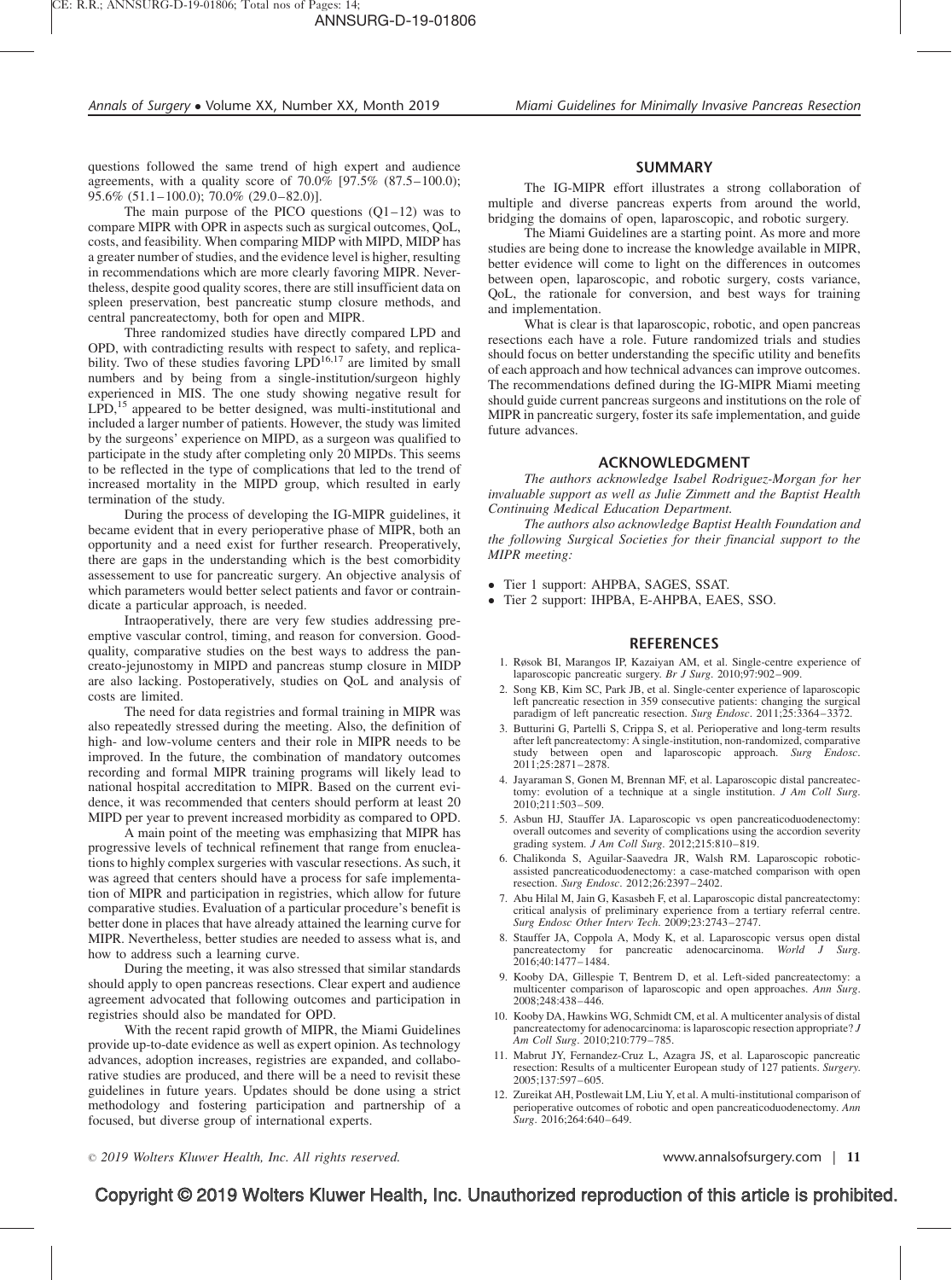questions followed the same trend of high expert and audience agreements, with a quality score of 70.0% [97.5% (87.5–100.0); 95.6% (51.1–100.0); 70.0% (29.0–82.0)].

The main purpose of the PICO questions (Q1–12) was to compare MIPR with OPR in aspects such as surgical outcomes, QoL, costs, and feasibility. When comparing MIDP with MIPD, MIDP has a greater number of studies, and the evidence level is higher, resulting in recommendations which are more clearly favoring MIPR. Nevertheless, despite good quality scores, there are still insufficient data on spleen preservation, best pancreatic stump closure methods, and central pancreatectomy, both for open and MIPR.

Three randomized studies have directly compared LPD and OPD, with contradicting results with respect to safety, and replicability. Two of these studies favoring LPD[16,17] are limited by small numbers and by being from a single-institution/surgeon highly experienced in MIS. The one study showing negative result for LPD,[15] appeared to be better designed, was multi-institutional and included a larger number of patients. However, the study was limited by the surgeons' experience on MIPD, as a surgeon was qualified to participate in the study after completing only 20 MIPDs. This seems to be reflected in the type of complications that led to the trend of increased mortality in the MIPD group, which resulted in early termination of the study.

During the process of developing the IG-MIPR guidelines, it became evident that in every perioperative phase of MIPR, both an opportunity and a need exist for further research. Preoperatively, there are gaps in the understanding which is the best comorbidity assessement to use for pancreatic surgery. An objective analysis of which parameters would better select patients and favor or contraindicate a particular approach, is needed.

Intraoperatively, there are very few studies addressing preemptive vascular control, timing, and reason for conversion. Good-quality, comparative studies on the best ways to address the pancreato-jejunostomy in MIPD and pancreas stump closure in MIDP are also lacking. Postoperatively, studies on QoL and analysis of costs are limited.

The need for data registries and formal training in MIPR was also repeatedly stressed during the meeting. Also, the definition of high- and low-volume centers and their role in MIPR needs to be improved. In the future, the combination of mandatory outcomes recording and formal MIPR training programs will likely lead to national hospital accreditation to MIPR. Based on the current evidence, it was recommended that centers should perform at least 20 MIPD per year to prevent increased morbidity as compared to OPD.

A main point of the meeting was emphasizing that MIPR has progressive levels of technical refinement that range from enucleations to highly complex surgeries with vascular resections. As such, it was agreed that centers should have a process for safe implementation of MIPR and participation in registries, which allow for future comparative studies. Evaluation of a particular procedure's benefit is better done in places that have already attained the learning curve for MIPR. Nevertheless, better studies are needed to assess what is, and how to address such a learning curve.

During the meeting, it was also stressed that similar standards should apply to open pancreas resections. Clear expert and audience agreement advocated that following outcomes and participation in registries should also be mandated for OPD.

With the recent rapid growth of MIPR, the Miami Guidelines provide up-to-date evidence as well as expert opinion. As technology advances, adoption increases, registries are expanded, and collaborative studies are produced, and there will be a need to revisit these guidelines in future years. Updates should be done using a strict methodology and fostering participation and partnership of a focused, but diverse group of international experts.

## SUMMARY

The IG-MIPR effort illustrates a strong collaboration of multiple and diverse pancreas experts from around the world, bridging the domains of open, laparoscopic, and robotic surgery.

The Miami Guidelines are a starting point. As more and more studies are being done to increase the knowledge available in MIPR, better evidence will come to light on the differences in outcomes between open, laparoscopic, and robotic surgery, costs variance, QoL, the rationale for conversion, and best ways for training and implementation.

What is clear is that laparoscopic, robotic, and open pancreas resections each have a role. Future randomized trials and studies should focus on better understanding the specific utility and benefits of each approach and how technical advances can improve outcomes. The recommendations defined during the IG-MIPR Miami meeting should guide current pancreas surgeons and institutions on the role of MIPR in pancreatic surgery, foster its safe implementation, and guide future advances.

## ACKNOWLEDGMENT

*The authors acknowledge Isabel Rodriguez-Morgan for her invaluable support as well as Julie Zimmett and the Baptist Health Continuing Medical Education Department.*

*The authors also acknowledge Baptist Health Foundation and the following Surgical Societies for their financial support to the MIPR meeting:*

- Tier 1 support: AHPBA, SAGES, SSAT.
- Tier 2 support: IHPBA, E-AHPBA, EAES, SSO.

## REFERENCES

1. Røsok BI, Marangos IP, Kazaiyan AM, et al. Single-centre experience of laparoscopic pancreatic surgery. *Br J Surg*. 2010;97:902–909.
2. Song KB, Kim SC, Park JB, et al. Single-center experience of laparoscopic left pancreatic resection in 359 consecutive patients: changing the surgical paradigm of left pancreatic resection. *Surg Endosc*. 2011;25:3364–3372.
3. Butturini G, Partelli S, Crippa S, et al. Perioperative and long-term results after left pancreatectomy: A single-institution, non-randomized, comparative study between open and laparoscopic approach. *Surg Endosc*. 2011;25:2871–2878.
4. Jayaraman S, Gonen M, Brennan MF, et al. Laparoscopic distal pancreatectomy: evolution of a technique at a single institution. *J Am Coll Surg*. 2010;211:503–509.
5. Asbun HJ, Stauffer JA. Laparoscopic vs open pancreaticoduodenectomy: overall outcomes and severity of complications using the accordion severity grading system. *J Am Coll Surg*. 2012;215:810–819.
6. Chalikonda S, Aguilar-Saavedra JR, Walsh RM. Laparoscopic robotic-assisted pancreaticoduodenectomy: a case-matched comparison with open resection. *Surg Endosc*. 2012;26:2397–2402.
7. Abu Hilal M, Jain G, Kasasbeh F, et al. Laparoscopic distal pancreatectomy: critical analysis of preliminary experience from a tertiary referral centre. *Surg Endosc Other Interv Tech*. 2009;23:2743–2747.
8. Stauffer JA, Coppola A, Mody K, et al. Laparoscopic versus open distal pancreatectomy for pancreatic adenocarcinoma. *World J Surg*. 2016;40:1477–1484.
9. Kooby DA, Gillespie T, Bentrem D, et al. Left-sided pancreatectomy: a multicenter comparison of laparoscopic and open approaches. *Ann Surg*. 2008;248:438–446.
10. Kooby DA, Hawkins WG, Schmidt CM, et al. A multicenter analysis of distal pancreatectomy for adenocarcinoma: is laparoscopic resection appropriate? *J Am Coll Surg*. 2010;210:779–785.
11. Mabrut JY, Fernandez-Cruz L, Azagra JS, et al. Laparoscopic pancreatic resection: Results of a multicenter European study of 127 patients. *Surgery*. 2005;137:597–605.
12. Zureikat AH, Postlewait LM, Liu Y, et al. A multi-institutional comparison of perioperative outcomes of robotic and open pancreaticoduodenectomy. *Ann Surg*. 2016;264:640–649.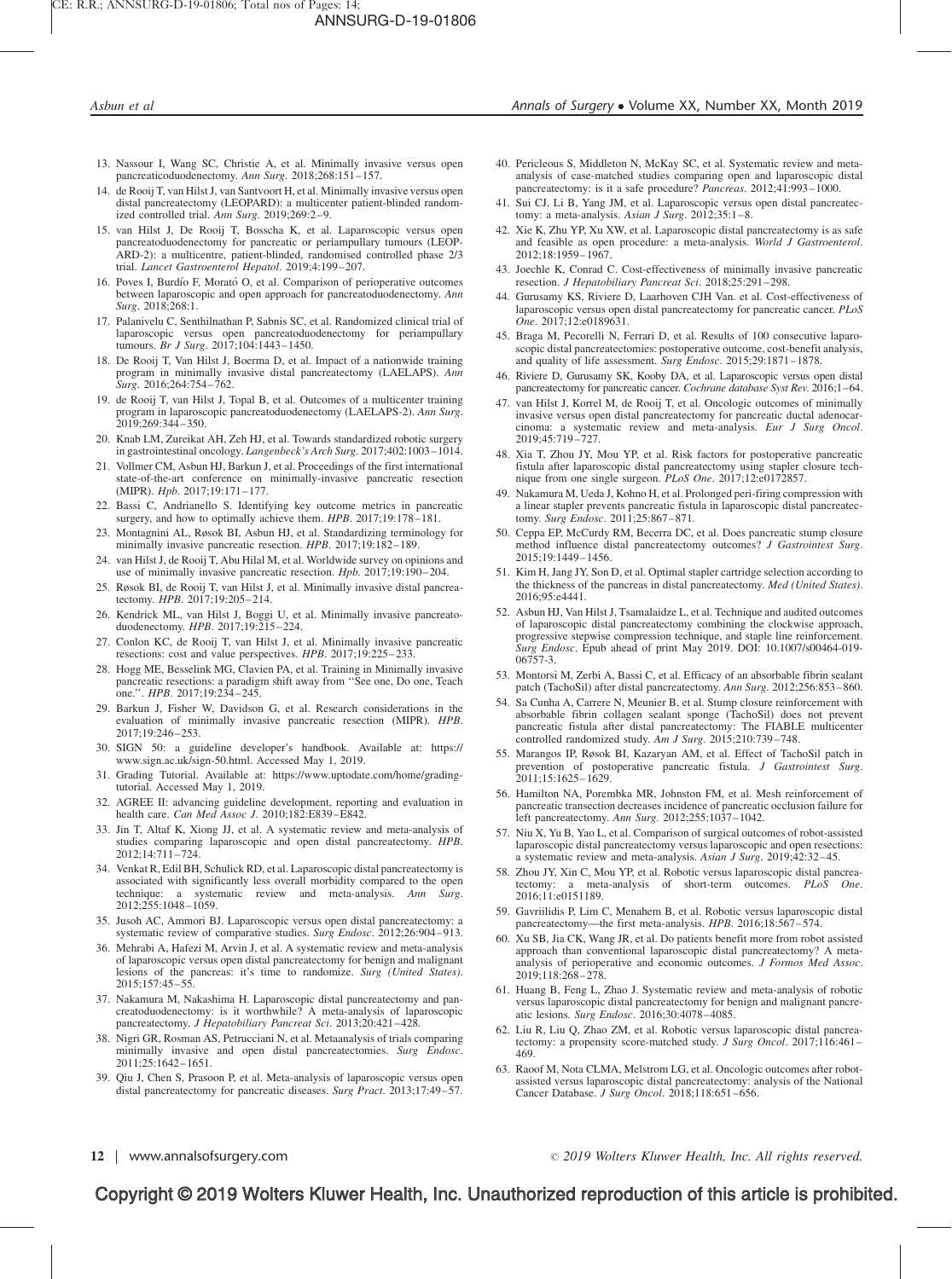13. Nassour I, Wang SC, Christie A, et al. Minimally invasive versus open pancreaticoduodenectomy. *Ann Surg*. 2018;268:151–157.
14. de Rooij T, van Hilst J, van Santvoort H, et al. Minimally invasive versus open distal pancreatectomy (LEOPARD): a multicenter patient-blinded randomized controlled trial. *Ann Surg*. 2019;269:2–9.
15. van Hilst J, De Rooij T, Bosscha K, et al. Laparoscopic versus open pancreatoduodenectomy for pancreatic or periampullary tumours (LEOPARD-2): a multicentre, patient-blinded, randomised controlled phase 2/3 trial. *Lancet Gastroenterol Hepatol*. 2019;4:199–207.
16. Poves I, Burdío F, Morató O, et al. Comparison of perioperative outcomes between laparoscopic and open approach for pancreatoduodenectomy. *Ann Surg*. 2018;268:1.
17. Palanivelu C, Senthilnathan P, Sabnis SC, et al. Randomized clinical trial of laparoscopic versus open pancreatoduodenectomy for periampullary tumours. *Br J Surg*. 2017;104:1443–1450.
18. De Rooij T, Van Hilst J, Boerma D, et al. Impact of a nationwide training program in minimally invasive distal pancreatectomy (LAELAPS). *Ann Surg*. 2016;264:754–762.
19. de Rooij T, van Hilst J, Topal B, et al. Outcomes of a multicenter training program in laparoscopic pancreatoduodenectomy (LAELAPS-2). *Ann Surg*. 2019;269:344–350.
20. Knab LM, Zureikat AH, Zeh HJ, et al. Towards standardized robotic surgery in gastrointestinal oncology. *Langenbeck's Arch Surg*. 2017;402:1003–1014.
21. Vollmer CM, Asbun HJ, Barkun J, et al. Proceedings of the first international state-of-the-art conference on minimally-invasive pancreatic resection (MIPR). *Hpb*. 2017;19:171–177.
22. Bassi C, Andrianello S. Identifying key outcome metrics in pancreatic surgery, and how to optimally achieve them. *HPB*. 2017;19:178–181.
23. Montagnini AL, Røsok BI, Asbun HJ, et al. Standardizing terminology for minimally invasive pancreatic resection. *HPB*. 2017;19:182–189.
24. van Hilst J, de Rooij T, Abu Hilal M, et al. Worldwide survey on opinions and use of minimally invasive pancreatic resection. *Hpb*. 2017;19:190–204.
25. Røsok BI, de Rooij T, van Hilst J, et al. Minimally invasive distal pancreatectomy. *HPB*. 2017;19:205–214.
26. Kendrick ML, van Hilst J, Boggi U, et al. Minimally invasive pancreatoduodenectomy. *HPB*. 2017;19:215–224.
27. Conlon KC, de Rooij T, van Hilst J, et al. Minimally invasive pancreatic resections: cost and value perspectives. *HPB*. 2017;19:225–233.
28. Hogg ME, Besselink MG, Clavien PA, et al. Training in Minimally invasive pancreatic resections: a paradigm shift away from "See one, Do one, Teach one.". *HPB*. 2017;19:234–245.
29. Barkun J, Fisher W, Davidson G, et al. Research considerations in the evaluation of minimally invasive pancreatic resection (MIPR). *HPB*. 2017;19:246–253.
30. SIGN 50: a guideline developer's handbook. Available at: https://www.sign.ac.uk/sign-50.html. Accessed May 1, 2019.
31. Grading Tutorial. Available at: https://www.uptodate.com/home/grading-tutorial. Accessed May 1, 2019.
32. AGREE II: advancing guideline development, reporting and evaluation in health care. *Can Med Assoc J*. 2010;182:E839–E842.
33. Jin T, Altaf K, Xiong JJ, et al. A systematic review and meta-analysis of studies comparing laparoscopic and open distal pancreatectomy. *HPB*. 2012;14:711–724.
34. Venkat R, Edil BH, Schulick RD, et al. Laparoscopic distal pancreatectomy is associated with significantly less overall morbidity compared to the open technique: a systematic review and meta-analysis. *Ann Surg*. 2012;255:1048–1059.
35. Jusoh AC, Ammori BJ. Laparoscopic versus open distal pancreatectomy: a systematic review of comparative studies. *Surg Endosc*. 2012;26:904–913.
36. Mehrabi A, Hafezi M, Arvin J, et al. A systematic review and meta-analysis of laparoscopic versus open distal pancreatectomy for benign and malignant lesions of the pancreas: it's time to randomize. *Surg (United States)*. 2015;157:45–55.
37. Nakamura M, Nakashima H. Laparoscopic distal pancreatectomy and pancreatoduodenectomy: is it worthwhile? A meta-analysis of laparoscopic pancreatectomy. *J Hepatobiliary Pancreat Sci*. 2013;20:421–428.
38. Nigri GR, Rosman AS, Petrucciani N, et al. Metaanalysis of trials comparing minimally invasive and open distal pancreatectomies. *Surg Endosc*. 2011;25:1642–1651.
39. Qiu J, Chen S, Prasoon P, et al. Meta-analysis of laparoscopic versus open distal pancreatectomy for pancreatic diseases. *Surg Pract*. 2013;17:49–57.
40. Pericleous S, Middleton N, McKay SC, et al. Systematic review and meta-analysis of case-matched studies comparing open and laparoscopic distal pancreatectomy: is it a safe procedure? *Pancreas*. 2012;41:993–1000.
41. Sui CJ, Li B, Yang JM, et al. Laparoscopic versus open distal pancreatectomy: a meta-analysis. *Asian J Surg*. 2012;35:1–8.
42. Xie K, Zhu YP, Xu XW, et al. Laparoscopic distal pancreatectomy is as safe and feasible as open procedure: a meta-analysis. *World J Gastroenterol*. 2012;18:1959–1967.
43. Joechle K, Conrad C. Cost-effectiveness of minimally invasive pancreatic resection. *J Hepatobiliary Pancreat Sci*. 2018;25:291–298.
44. Gurusamy KS, Riviere D, Laarhoven CJH Van. et al. Cost-effectiveness of laparoscopic versus open distal pancreatectomy for pancreatic cancer. *PLoS One*. 2017;12:e0189631.
45. Braga M, Pecorelli N, Ferrari D, et al. Results of 100 consecutive laparoscopic distal pancreatectomies: postoperative outcome, cost-benefit analysis, and quality of life assessment. *Surg Endosc*. 2015;29:1871–1878.
46. Riviere D, Gurusamy SK, Kooby DA, et al. Laparoscopic versus open distal pancreatectomy for pancreatic cancer. *Cochrane database Syst Rev*. 2016;1–64.
47. van Hilst J, Korrel M, de Rooij T, et al. Oncologic outcomes of minimally invasive versus open distal pancreatectomy for pancreatic ductal adenocarcinoma: a systematic review and meta-analysis. *Eur J Surg Oncol*. 2019;45:719–727.
48. Xia T, Zhou JY, Mou YP, et al. Risk factors for postoperative pancreatic fistula after laparoscopic distal pancreatectomy using stapler closure technique from one single surgeon. *PLoS One*. 2017;12:e0172857.
49. Nakamura M, Ueda J, Kohno H, et al. Prolonged peri-firing compression with a linear stapler prevents pancreatic fistula in laparoscopic distal pancreatectomy. *Surg Endosc*. 2011;25:867–871.
50. Ceppa EP, McCurdy RM, Becerra DC, et al. Does pancreatic stump closure method influence distal pancreatectomy outcomes? *J Gastrointest Surg*. 2015;19:1449–1456.
51. Kim H, Jang JY, Son D, et al. Optimal stapler cartridge selection according to the thickness of the pancreas in distal pancreatectomy. *Med (United States)*. 2016;95:e4441.
52. Asbun HJ, Van Hilst J, Tsamalaidze L, et al. Technique and audited outcomes of laparoscopic distal pancreatectomy combining the clockwise approach, progressive stepwise compression technique, and staple line reinforcement. *Surg Endosc*. Epub ahead of print May 2019. DOI: 10.1007/s00464-019-06757-3.
53. Montorsi M, Zerbi A, Bassi C, et al. Efficacy of an absorbable fibrin sealant patch (TachoSil) after distal pancreatectomy. *Ann Surg*. 2012;256:853–860.
54. Sa Cunha A, Carrere N, Meunier B, et al. Stump closure reinforcement with absorbable fibrin collagen sealant sponge (TachoSil) does not prevent pancreatic fistula after distal pancreatectomy: The FIABLE multicenter controlled randomized study. *Am J Surg*. 2015;210:739–748.
55. Marangos IP, Røsok BI, Kazaryan AM, et al. Effect of TachoSil patch in prevention of postoperative pancreatic fistula. *J Gastrointest Surg*. 2011;15:1625–1629.
56. Hamilton NA, Porembka MR, Johnston FM, et al. Mesh reinforcement of pancreatic transection decreases incidence of pancreatic occlusion failure for left pancreatectomy. *Ann Surg*. 2012;255:1037–1042.
57. Niu X, Yu B, Yao L, et al. Comparison of surgical outcomes of robot-assisted laparoscopic distal pancreatectomy versus laparoscopic and open resections: a systematic review and meta-analysis. *Asian J Surg*. 2019;42:32–45.
58. Zhou JY, Xin C, Mou YP, et al. Robotic versus laparoscopic distal pancreatectomy: a meta-analysis of short-term outcomes. *PLoS One*. 2016;11:e0151189.
59. Gavriilidis P, Lim C, Menahem B, et al. Robotic versus laparoscopic distal pancreatectomy—the first meta-analysis. *HPB*. 2016;18:567–574.
60. Xu SB, Jia CK, Wang JR, et al. Do patients benefit more from robot assisted approach than conventional laparoscopic distal pancreatectomy? A meta-analysis of perioperative and economic outcomes. *J Formos Med Assoc*. 2019;118:268–278.
61. Huang B, Feng L, Zhao J. Systematic review and meta-analysis of robotic versus laparoscopic distal pancreatectomy for benign and malignant pancreatic lesions. *Surg Endosc*. 2016;30:4078–4085.
62. Liu R, Liu Q, Zhao ZM, et al. Robotic versus laparoscopic distal pancreatectomy: a propensity score-matched study. *J Surg Oncol*. 2017;116:461–469.
63. Raoof M, Nota CLMA, Melstrom LG, et al. Oncologic outcomes after robot-assisted versus laparoscopic distal pancreatectomy: analysis of the National Cancer Database. *J Surg Oncol*. 2018;118:651–656.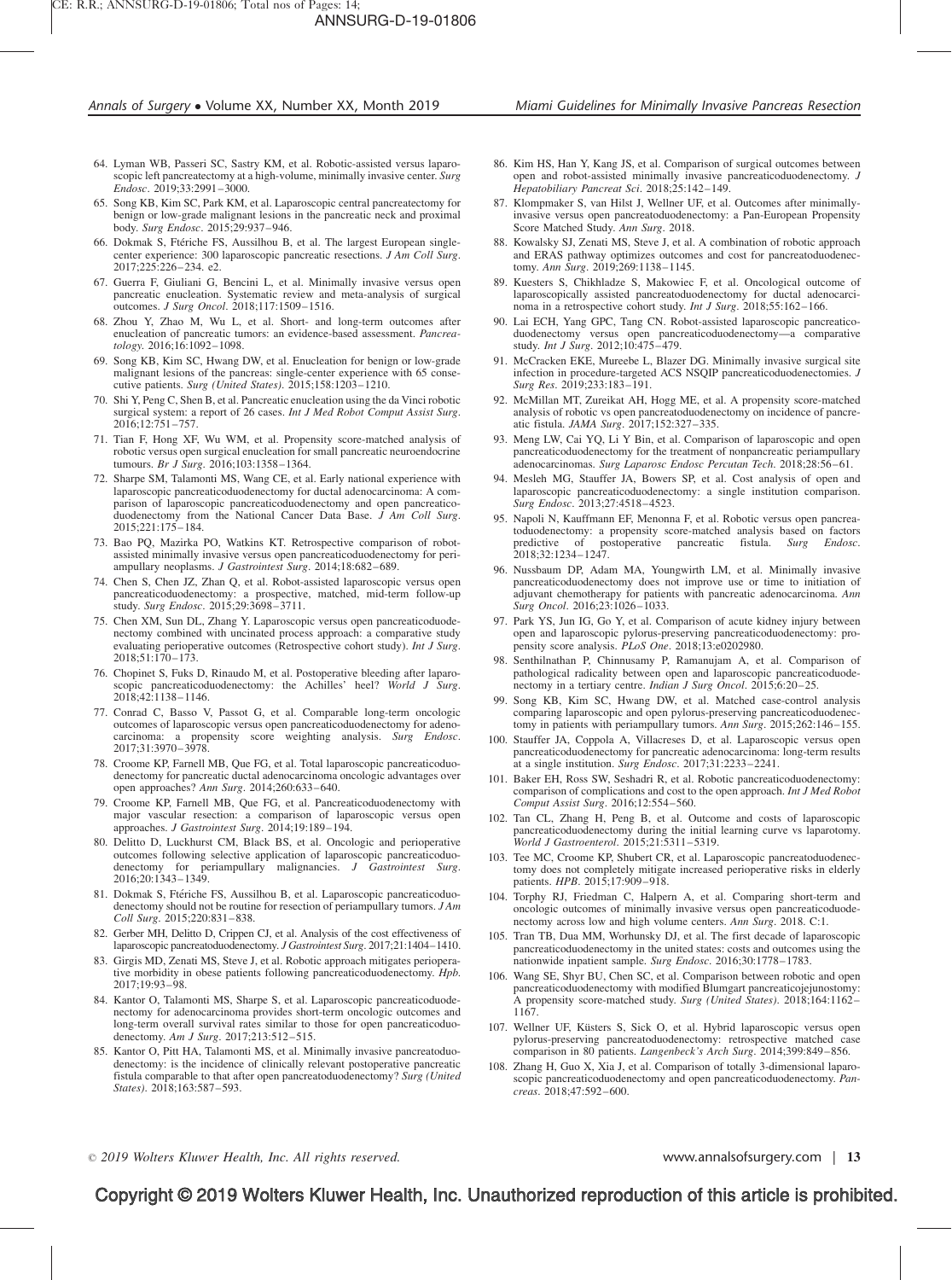64. Lyman WB, Passeri SC, Sastry KM, et al. Robotic-assisted versus laparoscopic left pancreatectomy at a high-volume, minimally invasive center. *Surg Endosc*. 2019;33:2991–3000.
65. Song KB, Kim SC, Park KM, et al. Laparoscopic central pancreatectomy for benign or low-grade malignant lesions in the pancreatic neck and proximal body. *Surg Endosc*. 2015;29:937–946.
66. Dokmak S, Ftériche FS, Aussilhou B, et al. The largest European single-center experience: 300 laparoscopic pancreatic resections. *J Am Coll Surg*. 2017;225:226–234. e2.
67. Guerra F, Giuliani G, Bencini L, et al. Minimally invasive versus open pancreatic enucleation. Systematic review and meta-analysis of surgical outcomes. *J Surg Oncol*. 2018;117:1509–1516.
68. Zhou Y, Zhao M, Wu L, et al. Short- and long-term outcomes after enucleation of pancreatic tumors: an evidence-based assessment. *Pancreatology*. 2016;16:1092–1098.
69. Song KB, Kim SC, Hwang DW, et al. Enucleation for benign or low-grade malignant lesions of the pancreas: single-center experience with 65 consecutive patients. *Surg (United States)*. 2015;158:1203–1210.
70. Shi Y, Peng C, Shen B, et al. Pancreatic enucleation using the da Vinci robotic surgical system: a report of 26 cases. *Int J Med Robot Comput Assist Surg*. 2016;12:751–757.
71. Tian F, Hong XF, Wu WM, et al. Propensity score-matched analysis of robotic versus open surgical enucleation for small pancreatic neuroendocrine tumours. *Br J Surg*. 2016;103:1358–1364.
72. Sharpe SM, Talamonti MS, Wang CE, et al. Early national experience with laparoscopic pancreaticoduodenectomy for ductal adenocarcinoma: A comparison of laparoscopic pancreaticoduodenectomy and open pancreaticoduodenectomy from the National Cancer Data Base. *J Am Coll Surg*. 2015;221:175–184.
73. Bao PQ, Mazirka PO, Watkins KT. Retrospective comparison of robot-assisted minimally invasive versus open pancreaticoduodenectomy for periampullary neoplasms. *J Gastrointest Surg*. 2014;18:682–689.
74. Chen S, Chen JZ, Zhan Q, et al. Robot-assisted laparoscopic versus open pancreaticoduodenectomy: a prospective, matched, mid-term follow-up study. *Surg Endosc*. 2015;29:3698–3711.
75. Chen XM, Sun DL, Zhang Y. Laparoscopic versus open pancreaticoduodenectomy combined with uncinated process approach: a comparative study evaluating perioperative outcomes (Retrospective cohort study). *Int J Surg*. 2018;51:170–173.
76. Chopinet S, Fuks D, Rinaudo M, et al. Postoperative bleeding after laparoscopic pancreaticoduodenectomy: the Achilles' heel? *World J Surg*. 2018;42:1138–1146.
77. Conrad C, Basso V, Passot G, et al. Comparable long-term oncologic outcomes of laparoscopic versus open pancreaticoduodenectomy for adenocarcinoma: a propensity score weighting analysis. *Surg Endosc*. 2017;31:3970–3978.
78. Croome KP, Farnell MB, Que FG, et al. Total laparoscopic pancreaticoduodenectomy for pancreatic ductal adenocarcinoma oncologic advantages over open approaches? *Ann Surg*. 2014;260:633–640.
79. Croome KP, Farnell MB, Que FG, et al. Pancreaticoduodenectomy with major vascular resection: a comparison of laparoscopic versus open approaches. *J Gastrointest Surg*. 2014;19:189–194.
80. Delitto D, Luckhurst CM, Black BS, et al. Oncologic and perioperative outcomes following selective application of laparoscopic pancreaticoduodenectomy for periampullary malignancies. *J Gastrointest Surg*. 2016;20:1343–1349.
81. Dokmak S, Ftériche FS, Aussilhou B, et al. Laparoscopic pancreaticoduodenectomy should not be routine for resection of periampullary tumors. *J Am Coll Surg*. 2015;220:831–838.
82. Gerber MH, Delitto D, Crippen CJ, et al. Analysis of the cost effectiveness of laparoscopic pancreatoduodenectomy. *J Gastrointest Surg*. 2017;21:1404–1410.
83. Girgis MD, Zenati MS, Steve J, et al. Robotic approach mitigates perioperative morbidity in obese patients following pancreaticoduodenectomy. *Hpb*. 2017;19:93–98.
84. Kantor O, Talamonti MS, Sharpe S, et al. Laparoscopic pancreaticoduodenectomy for adenocarcinoma provides short-term oncologic outcomes and long-term overall survival rates similar to those for open pancreaticoduodenectomy. *Am J Surg*. 2017;213:512–515.
85. Kantor O, Pitt HA, Talamonti MS, et al. Minimally invasive pancreatoduodenectomy: is the incidence of clinically relevant postoperative pancreatic fistula comparable to that after open pancreatoduodenectomy? *Surg (United States)*. 2018;163:587–593.
86. Kim HS, Han Y, Kang JS, et al. Comparison of surgical outcomes between open and robot-assisted minimally invasive pancreaticoduodenectomy. *J Hepatobiliary Pancreat Sci*. 2018;25:142–149.
87. Klompmaker S, van Hilst J, Wellner UF, et al. Outcomes after minimally-invasive versus open pancreatoduodenectomy: a Pan-European Propensity Score Matched Study. *Ann Surg*. 2018.
88. Kowalsky SJ, Zenati MS, Steve J, et al. A combination of robotic approach and ERAS pathway optimizes outcomes and cost for pancreatoduodenectomy. *Ann Surg*. 2019;269:1138–1145.
89. Kuesters S, Chikhladze S, Makowiec F, et al. Oncological outcome of laparoscopically assisted pancreatoduodenectomy for ductal adenocarcinoma in a retrospective cohort study. *Int J Surg*. 2018;55:162–166.
90. Lai ECH, Yang GPC, Tang CN. Robot-assisted laparoscopic pancreaticoduodenectomy versus open pancreaticoduodenectomy—a comparative study. *Int J Surg*. 2012;10:475–479.
91. McCracken EKE, Mureebe L, Blazer DG. Minimally invasive surgical site infection in procedure-targeted ACS NSQIP pancreaticoduodenectomies. *J Surg Res*. 2019;233:183–191.
92. McMillan MT, Zureikat AH, Hogg ME, et al. A propensity score-matched analysis of robotic vs open pancreatoduodenectomy on incidence of pancreatic fistula. *JAMA Surg*. 2017;152:327–335.
93. Meng LW, Cai YQ, Li Y Bin, et al. Comparison of laparoscopic and open pancreaticoduodenectomy for the treatment of nonpancreatic periampullary adenocarcinomas. *Surg Laparosc Endosc Percutan Tech*. 2018;28:56–61.
94. Mesleh MG, Stauffer JA, Bowers SP, et al. Cost analysis of open and laparoscopic pancreaticoduodenectomy: a single institution comparison. *Surg Endosc*. 2013;27:4518–4523.
95. Napoli N, Kauffmann EF, Menonna F, et al. Robotic versus open pancreatoduodenectomy: a propensity score-matched analysis based on factors predictive of postoperative pancreatic fistula. *Surg Endosc*. 2018;32:1234–1247.
96. Nussbaum DP, Adam MA, Youngwirth LM, et al. Minimally invasive pancreaticoduodenectomy does not improve use or time to initiation of adjuvant chemotherapy for patients with pancreatic adenocarcinoma. *Ann Surg Oncol*. 2016;23:1026–1033.
97. Park YS, Jun IG, Go Y, et al. Comparison of acute kidney injury between open and laparoscopic pylorus-preserving pancreaticoduodenectomy: propensity score analysis. *PLoS One*. 2018;13:e0202980.
98. Senthilnathan P, Chinnusamy P, Ramanujam A, et al. Comparison of pathological radicality between open and laparoscopic pancreaticoduodenectomy in a tertiary centre. *Indian J Surg Oncol*. 2015;6:20–25.
99. Song KB, Kim SC, Hwang DW, et al. Matched case-control analysis comparing laparoscopic and open pylorus-preserving pancreaticoduodenectomy in patients with periampullary tumors. *Ann Surg*. 2015;262:146–155.
100. Stauffer JA, Coppola A, Villacreses D, et al. Laparoscopic versus open pancreaticoduodenectomy for pancreatic adenocarcinoma: long-term results at a single institution. *Surg Endosc*. 2017;31:2233–2241.
101. Baker EH, Ross SW, Seshadri R, et al. Robotic pancreaticoduodenectomy: comparison of complications and cost to the open approach. *Int J Med Robot Comput Assist Surg*. 2016;12:554–560.
102. Tan CL, Zhang H, Peng B, et al. Outcome and costs of laparoscopic pancreaticoduodenectomy during the initial learning curve vs laparotomy. *World J Gastroenterol*. 2015;21:5311–5319.
103. Tee MC, Croome KP, Shubert CR, et al. Laparoscopic pancreatoduodenectomy does not completely mitigate increased perioperative risks in elderly patients. *HPB*. 2015;17:909–918.
104. Torphy RJ, Friedman C, Halpern A, et al. Comparing short-term and oncologic outcomes of minimally invasive versus open pancreaticoduodenectomy across low and high volume centers. *Ann Surg*. 2018. C:1.
105. Tran TB, Dua MM, Worhunsky DJ, et al. The first decade of laparoscopic pancreaticoduodenectomy in the united states: costs and outcomes using the nationwide inpatient sample. *Surg Endosc*. 2016;30:1778–1783.
106. Wang SE, Shyr BU, Chen SC, et al. Comparison between robotic and open pancreaticoduodenectomy with modified Blumgart pancreaticojejunostomy: A propensity score-matched study. *Surg (United States)*. 2018;164:1162–1167.
107. Wellner UF, Küsters S, Sick O, et al. Hybrid laparoscopic versus open pylorus-preserving pancreatoduodenectomy: retrospective matched case comparison in 80 patients. *Langenbeck's Arch Surg*. 2014;399:849–856.
108. Zhang H, Guo X, Xia J, et al. Comparison of totally 3-dimensional laparoscopic pancreaticoduodenectomy and open pancreaticoduodenectomy. *Pancreas*. 2018;47:592–600.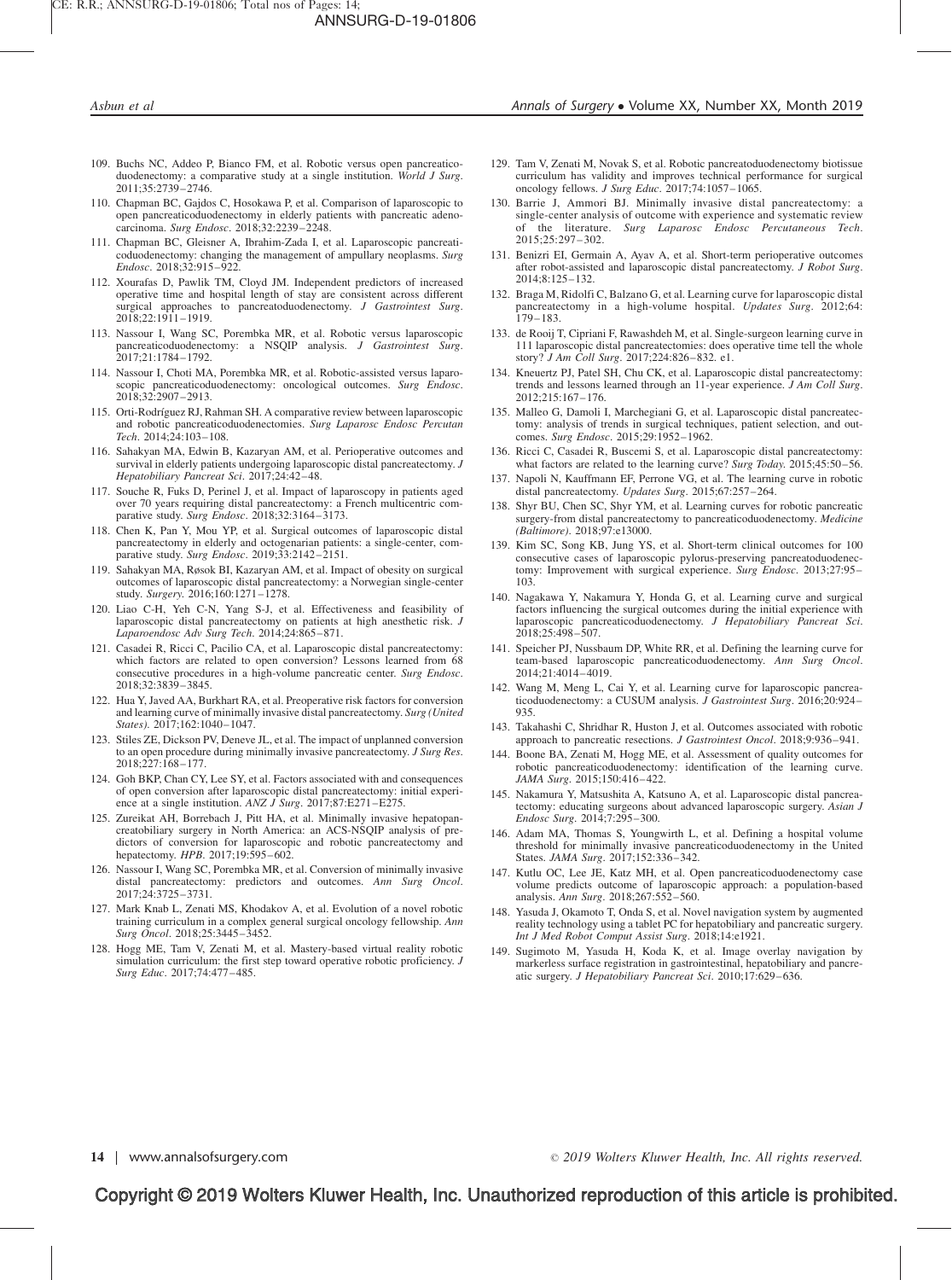109. Buchs NC, Addeo P, Bianco FM, et al. Robotic versus open pancreaticoduodenectomy: a comparative study at a single institution. *World J Surg*. 2011;35:2739–2746.
110. Chapman BC, Gajdos C, Hosokawa P, et al. Comparison of laparoscopic to open pancreaticoduodenectomy in elderly patients with pancreatic adenocarcinoma. *Surg Endosc*. 2018;32:2239–2248.
111. Chapman BC, Gleisner A, Ibrahim-Zada I, et al. Laparoscopic pancreaticoduodenectomy: changing the management of ampullary neoplasms. *Surg Endosc*. 2018;32:915–922.
112. Xourafas D, Pawlik TM, Cloyd JM. Independent predictors of increased operative time and hospital length of stay are consistent across different surgical approaches to pancreatoduodenectomy. *J Gastrointest Surg*. 2018;22:1911–1919.
113. Nassour I, Wang SC, Porembka MR, et al. Robotic versus laparoscopic pancreaticoduodenectomy: a NSQIP analysis. *J Gastrointest Surg*. 2017;21:1784–1792.
114. Nassour I, Choti MA, Porembka MR, et al. Robotic-assisted versus laparoscopic pancreaticoduodenectomy: oncological outcomes. *Surg Endosc*. 2018;32:2907–2913.
115. Orti-Rodríguez RJ, Rahman SH. A comparative review between laparoscopic and robotic pancreaticoduodenectomies. *Surg Laparosc Endosc Percutan Tech*. 2014;24:103–108.
116. Sahakyan MA, Edwin B, Kazaryan AM, et al. Perioperative outcomes and survival in elderly patients undergoing laparoscopic distal pancreatectomy. *J Hepatobiliary Pancreat Sci*. 2017;24:42–48.
117. Souche R, Fuks D, Perinel J, et al. Impact of laparoscopy in patients aged over 70 years requiring distal pancreatectomy: a French multicentric comparative study. *Surg Endosc*. 2018;32:3164–3173.
118. Chen K, Pan Y, Mou YP, et al. Surgical outcomes of laparoscopic distal pancreatectomy in elderly and octogenarian patients: a single-center, comparative study. *Surg Endosc*. 2019;33:2142–2151.
119. Sahakyan MA, Røsok BI, Kazaryan AM, et al. Impact of obesity on surgical outcomes of laparoscopic distal pancreatectomy: a Norwegian single-center study. *Surgery*. 2016;160:1271–1278.
120. Liao C-H, Yeh C-N, Yang S-J, et al. Effectiveness and feasibility of laparoscopic distal pancreatectomy on patients at high anesthetic risk. *J Laparoendosc Adv Surg Tech*. 2014;24:865–871.
121. Casadei R, Ricci C, Pacilio CA, et al. Laparoscopic distal pancreatectomy: which factors are related to open conversion? Lessons learned from 68 consecutive procedures in a high-volume pancreatic center. *Surg Endosc*. 2018;32:3839–3845.
122. Hua Y, Javed AA, Burkhart RA, et al. Preoperative risk factors for conversion and learning curve of minimally invasive distal pancreatectomy. *Surg (United States)*. 2017;162:1040–1047.
123. Stiles ZE, Dickson PV, Deneve JL, et al. The impact of unplanned conversion to an open procedure during minimally invasive pancreatectomy. *J Surg Res*. 2018;227:168–177.
124. Goh BKP, Chan CY, Lee SY, et al. Factors associated with and consequences of open conversion after laparoscopic distal pancreatectomy: initial experience at a single institution. *ANZ J Surg*. 2017;87:E271–E275.
125. Zureikat AH, Borrebach J, Pitt HA, et al. Minimally invasive hepatopancreatobiliary surgery in North America: an ACS-NSQIP analysis of predictors of conversion for laparoscopic and robotic pancreatectomy and hepatectomy. *HPB*. 2017;19:595–602.
126. Nassour I, Wang SC, Porembka MR, et al. Conversion of minimally invasive distal pancreatectomy: predictors and outcomes. *Ann Surg Oncol*. 2017;24:3725–3731.
127. Mark Knab L, Zenati MS, Khodakov A, et al. Evolution of a novel robotic training curriculum in a complex general surgical oncology fellowship. *Ann Surg Oncol*. 2018;25:3445–3452.
128. Hogg ME, Tam V, Zenati M, et al. Mastery-based virtual reality robotic simulation curriculum: the first step toward operative robotic proficiency. *J Surg Educ*. 2017;74:477–485.
129. Tam V, Zenati M, Novak S, et al. Robotic pancreatoduodenectomy biotissue curriculum has validity and improves technical performance for surgical oncology fellows. *J Surg Educ*. 2017;74:1057–1065.
130. Barrie J, Ammori BJ. Minimally invasive distal pancreatectomy: a single-center analysis of outcome with experience and systematic review of the literature. *Surg Laparosc Endosc Percutaneous Tech*. 2015;25:297–302.
131. Benizri EI, Germain A, Ayav A, et al. Short-term perioperative outcomes after robot-assisted and laparoscopic distal pancreatectomy. *J Robot Surg*. 2014;8:125–132.
132. Braga M, Ridolfi C, Balzano G, et al. Learning curve for laparoscopic distal pancreatectomy in a high-volume hospital. *Updates Surg*. 2012;64: 179–183.
133. de Rooij T, Cipriani F, Rawashdeh M, et al. Single-surgeon learning curve in 111 laparoscopic distal pancreatectomies: does operative time tell the whole story? *J Am Coll Surg*. 2017;224:826–832. e1.
134. Kneuertz PJ, Patel SH, Chu CK, et al. Laparoscopic distal pancreatectomy: trends and lessons learned through an 11-year experience. *J Am Coll Surg*. 2012;215:167–176.
135. Malleo G, Damoli I, Marchegiani G, et al. Laparoscopic distal pancreatectomy: analysis of trends in surgical techniques, patient selection, and outcomes. *Surg Endosc*. 2015;29:1952–1962.
136. Ricci C, Casadei R, Buscemi S, et al. Laparoscopic distal pancreatectomy: what factors are related to the learning curve? *Surg Today*. 2015;45:50–56.
137. Napoli N, Kauffmann EF, Perrone VG, et al. The learning curve in robotic distal pancreatectomy. *Updates Surg*. 2015;67:257–264.
138. Shyr BU, Chen SC, Shyr YM, et al. Learning curves for robotic pancreatic surgery-from distal pancreatectomy to pancreaticoduodenectomy. *Medicine (Baltimore)*. 2018;97:e13000.
139. Kim SC, Song KB, Jung YS, et al. Short-term clinical outcomes for 100 consecutive cases of laparoscopic pylorus-preserving pancreatoduodenectomy: Improvement with surgical experience. *Surg Endosc*. 2013;27:95–103.
140. Nagakawa Y, Nakamura Y, Honda G, et al. Learning curve and surgical factors influencing the surgical outcomes during the initial experience with laparoscopic pancreaticoduodenectomy. *J Hepatobiliary Pancreat Sci*. 2018;25:498–507.
141. Speicher PJ, Nussbaum DP, White RR, et al. Defining the learning curve for team-based laparoscopic pancreaticoduodenectomy. *Ann Surg Oncol*. 2014;21:4014–4019.
142. Wang M, Meng L, Cai Y, et al. Learning curve for laparoscopic pancreaticoduodenectomy: a CUSUM analysis. *J Gastrointest Surg*. 2016;20:924–935.
143. Takahashi C, Shridhar R, Huston J, et al. Outcomes associated with robotic approach to pancreatic resections. *J Gastrointest Oncol*. 2018;9:936–941.
144. Boone BA, Zenati M, Hogg ME, et al. Assessment of quality outcomes for robotic pancreaticoduodenectomy: identification of the learning curve. *JAMA Surg*. 2015;150:416–422.
145. Nakamura Y, Matsushita A, Katsuno A, et al. Laparoscopic distal pancreatectomy: educating surgeons about advanced laparoscopic surgery. *Asian J Endosc Surg*. 2014;7:295–300.
146. Adam MA, Thomas S, Youngwirth L, et al. Defining a hospital volume threshold for minimally invasive pancreaticoduodenectomy in the United States. *JAMA Surg*. 2017;152:336–342.
147. Kutlu OC, Lee JE, Katz MH, et al. Open pancreaticoduodenectomy case volume predicts outcome of laparoscopic approach: a population-based analysis. *Ann Surg*. 2018;267:552–560.
148. Yasuda J, Okamoto T, Onda S, et al. Novel navigation system by augmented reality technology using a tablet PC for hepatobiliary and pancreatic surgery. *Int J Med Robot Comput Assist Surg*. 2018;14:e1921.
149. Sugimoto M, Yasuda H, Koda K, et al. Image overlay navigation by markerless surface registration in gastrointestinal, hepatobiliary and pancreatic surgery. *J Hepatobiliary Pancreat Sci*. 2010;17:629–636.